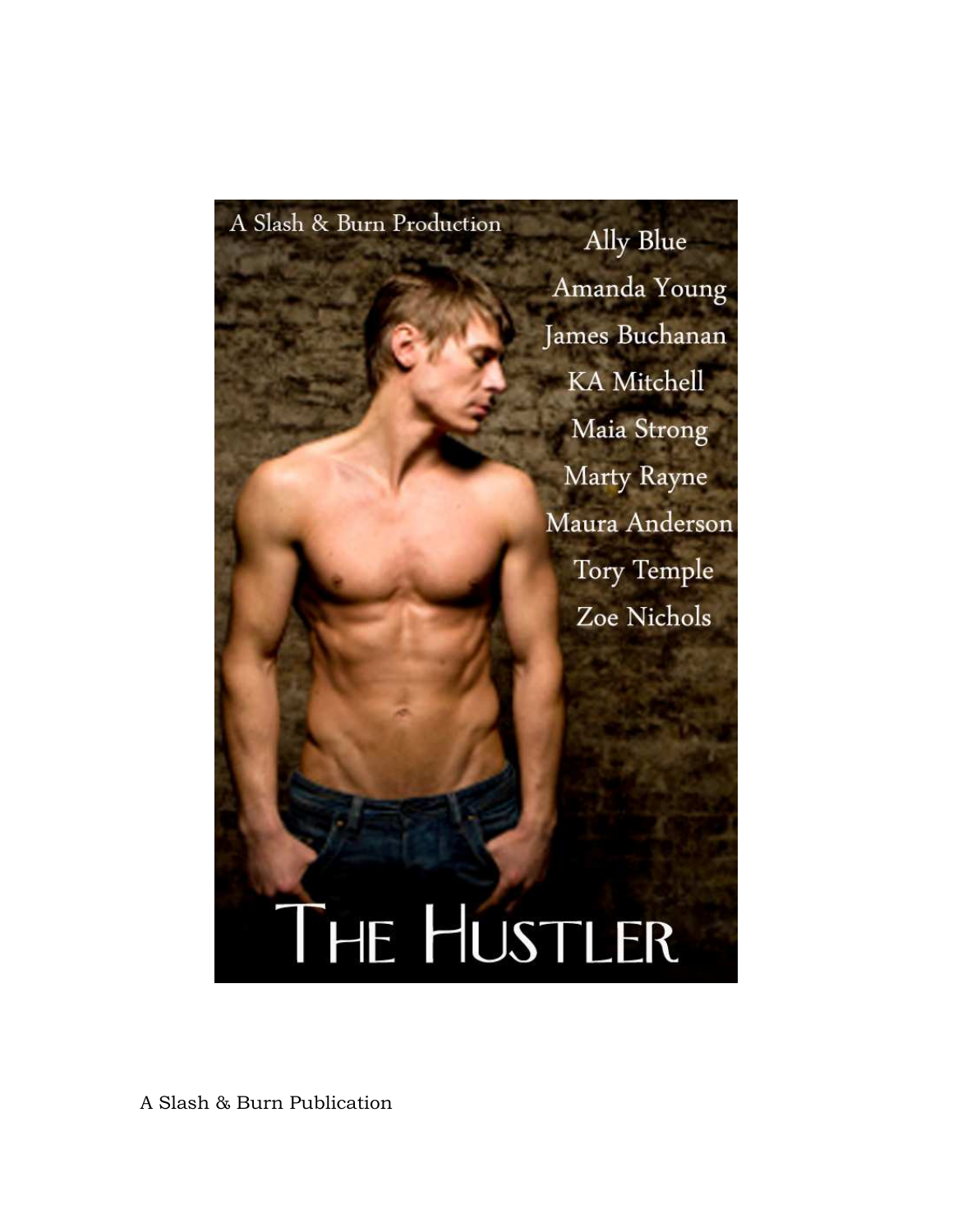A Slash & Burn Production

Ally Blue

Amanda Young

James Buchanan

KA Mitchell

Maia Strong

Marty Rayne

Maura Anderson

Tory Temple

Zoe Nichols

# THE HUSTLER

A Slash & Burn Publication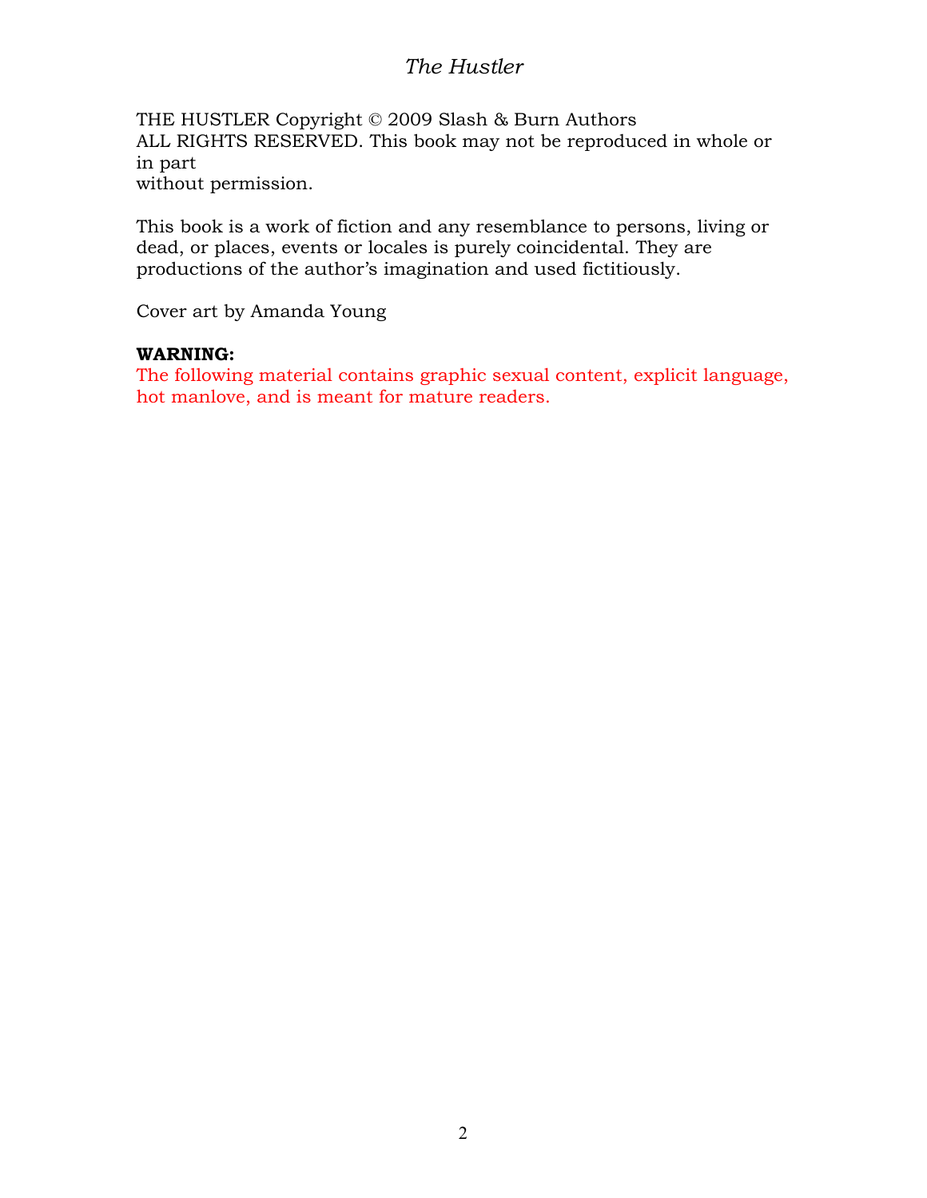THE HUSTLER Copyright © 2009 Slash & Burn Authors
ALL RIGHTS RESERVED. This book may not be reproduced in whole or in part
without permission.

This book is a work of fiction and any resemblance to persons, living or dead, or places, events or locales is purely coincidental. They are productions of the author's imagination and used fictitiously.

Cover art by Amanda Young

**WARNING:**
The following material contains graphic sexual content, explicit language, hot manlove, and is meant for mature readers.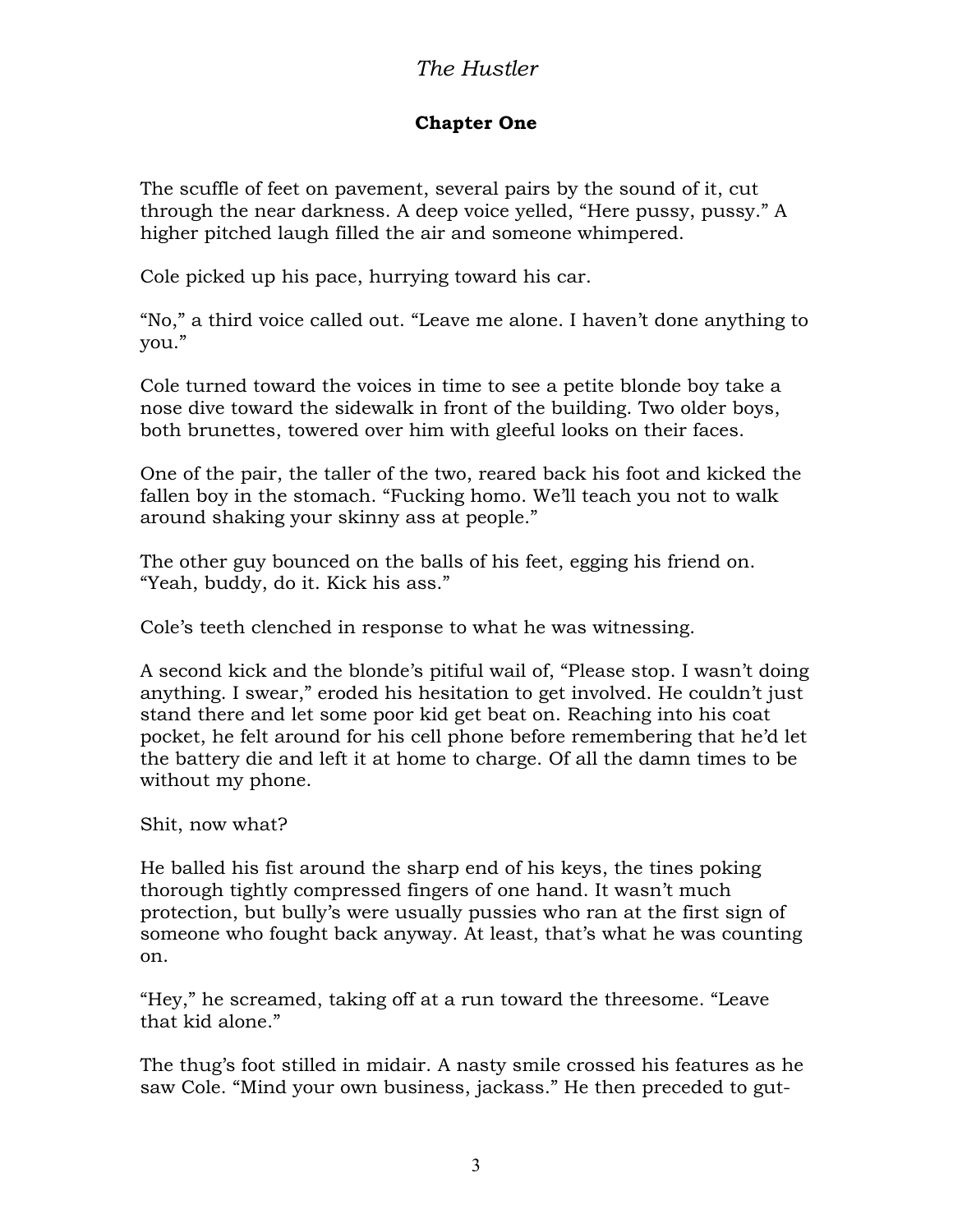## Chapter One

The scuffle of feet on pavement, several pairs by the sound of it, cut through the near darkness. A deep voice yelled, "Here pussy, pussy." A higher pitched laugh filled the air and someone whimpered.

Cole picked up his pace, hurrying toward his car.

"No," a third voice called out. "Leave me alone. I haven't done anything to you."

Cole turned toward the voices in time to see a petite blonde boy take a nose dive toward the sidewalk in front of the building. Two older boys, both brunettes, towered over him with gleeful looks on their faces.

One of the pair, the taller of the two, reared back his foot and kicked the fallen boy in the stomach. "Fucking homo. We'll teach you not to walk around shaking your skinny ass at people."

The other guy bounced on the balls of his feet, egging his friend on. "Yeah, buddy, do it. Kick his ass."

Cole's teeth clenched in response to what he was witnessing.

A second kick and the blonde's pitiful wail of, "Please stop. I wasn't doing anything. I swear," eroded his hesitation to get involved. He couldn't just stand there and let some poor kid get beat on. Reaching into his coat pocket, he felt around for his cell phone before remembering that he'd let the battery die and left it at home to charge. Of all the damn times to be without my phone.

Shit, now what?

He balled his fist around the sharp end of his keys, the tines poking thorough tightly compressed fingers of one hand. It wasn't much protection, but bully's were usually pussies who ran at the first sign of someone who fought back anyway. At least, that's what he was counting on.

"Hey," he screamed, taking off at a run toward the threesome. "Leave that kid alone."

The thug's foot stilled in midair. A nasty smile crossed his features as he saw Cole. "Mind your own business, jackass." He then preceded to gut-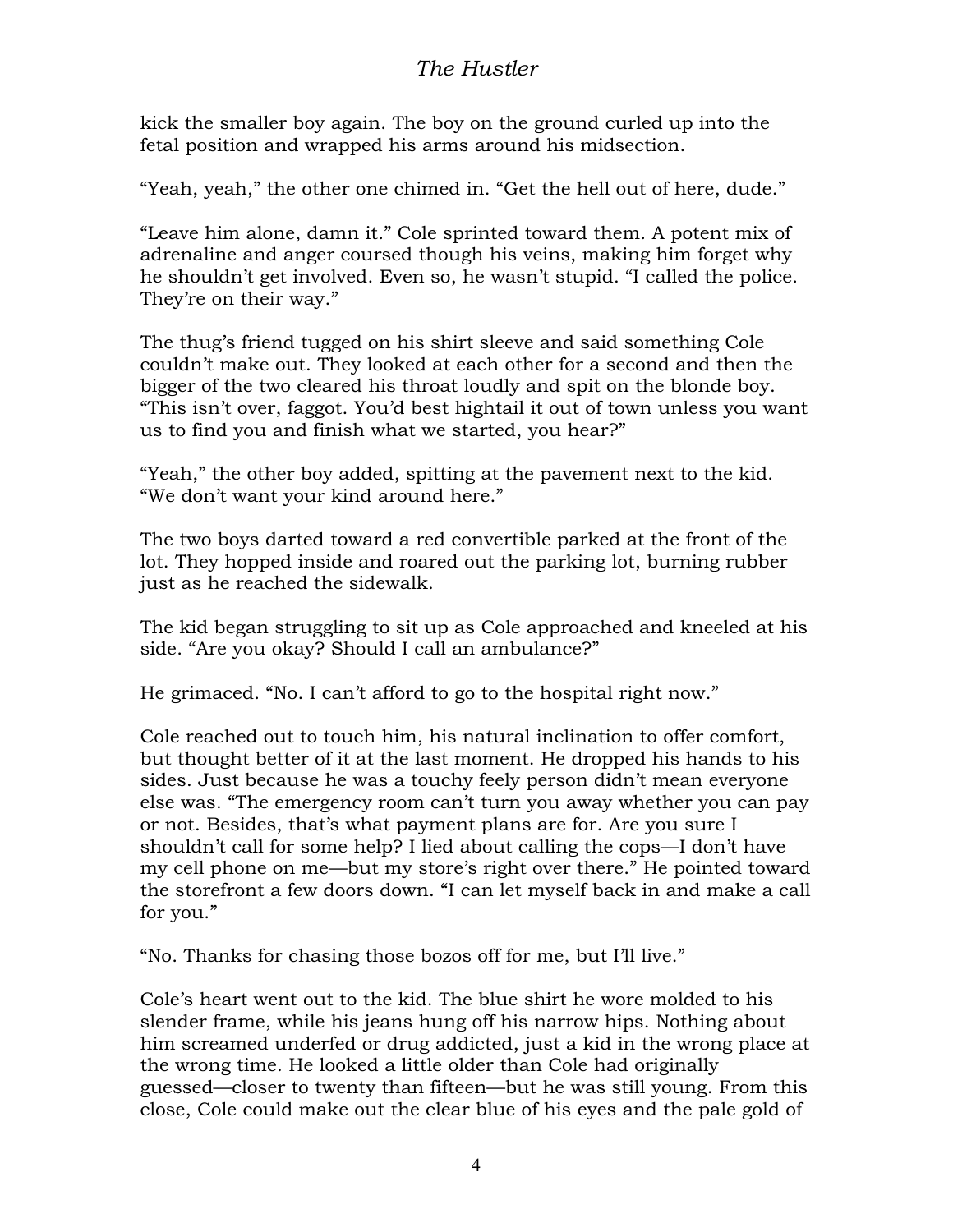kick the smaller boy again. The boy on the ground curled up into the fetal position and wrapped his arms around his midsection.

"Yeah, yeah," the other one chimed in. "Get the hell out of here, dude."

"Leave him alone, damn it." Cole sprinted toward them. A potent mix of adrenaline and anger coursed though his veins, making him forget why he shouldn't get involved. Even so, he wasn't stupid. "I called the police. They're on their way."

The thug's friend tugged on his shirt sleeve and said something Cole couldn't make out. They looked at each other for a second and then the bigger of the two cleared his throat loudly and spit on the blonde boy. "This isn't over, faggot. You'd best hightail it out of town unless you want us to find you and finish what we started, you hear?"

"Yeah," the other boy added, spitting at the pavement next to the kid. "We don't want your kind around here."

The two boys darted toward a red convertible parked at the front of the lot. They hopped inside and roared out the parking lot, burning rubber just as he reached the sidewalk.

The kid began struggling to sit up as Cole approached and kneeled at his side. "Are you okay? Should I call an ambulance?"

He grimaced. "No. I can't afford to go to the hospital right now."

Cole reached out to touch him, his natural inclination to offer comfort, but thought better of it at the last moment. He dropped his hands to his sides. Just because he was a touchy feely person didn't mean everyone else was. "The emergency room can't turn you away whether you can pay or not. Besides, that's what payment plans are for. Are you sure I shouldn't call for some help? I lied about calling the cops—I don't have my cell phone on me—but my store's right over there." He pointed toward the storefront a few doors down. "I can let myself back in and make a call for you."

"No. Thanks for chasing those bozos off for me, but I'll live."

Cole's heart went out to the kid. The blue shirt he wore molded to his slender frame, while his jeans hung off his narrow hips. Nothing about him screamed underfed or drug addicted, just a kid in the wrong place at the wrong time. He looked a little older than Cole had originally guessed—closer to twenty than fifteen—but he was still young. From this close, Cole could make out the clear blue of his eyes and the pale gold of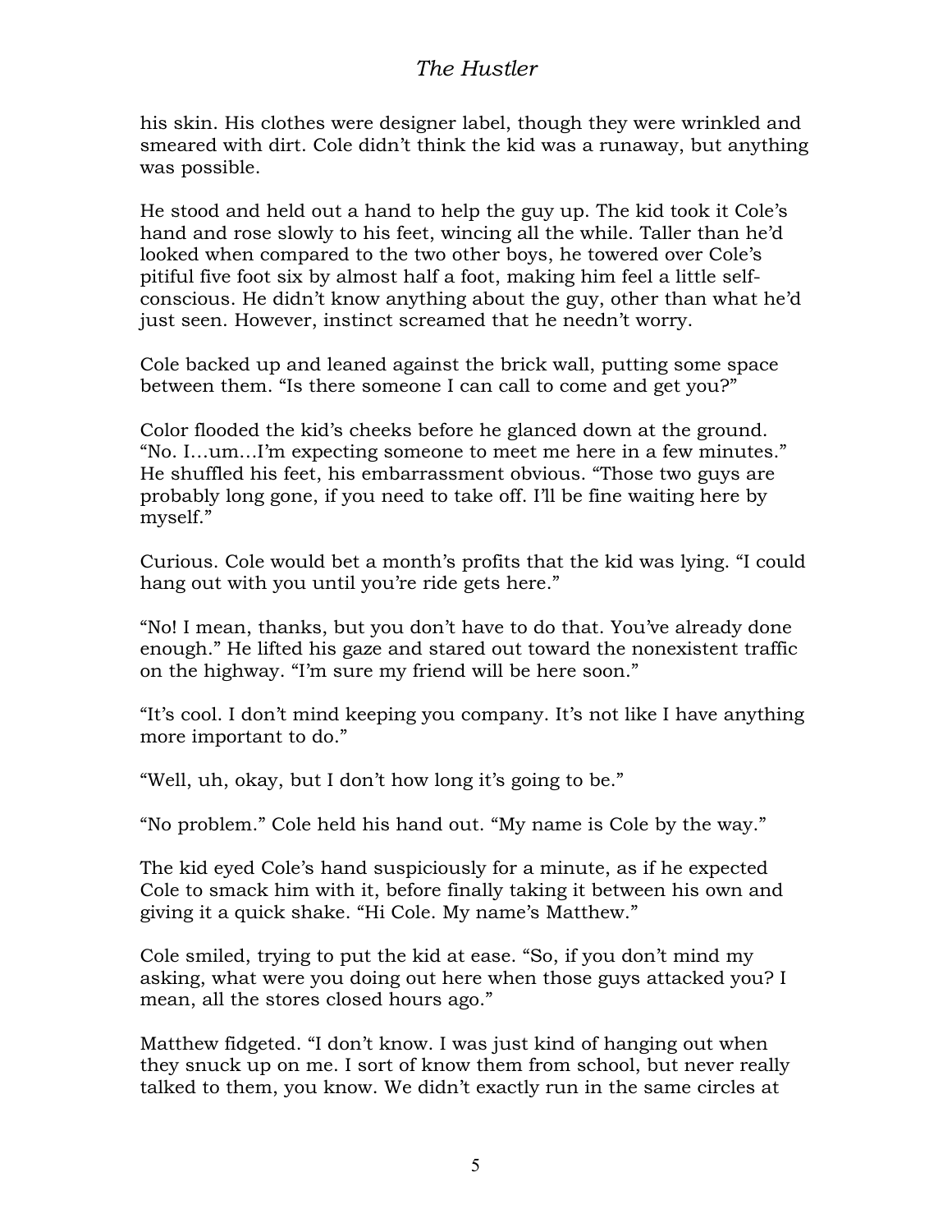his skin. His clothes were designer label, though they were wrinkled and smeared with dirt. Cole didn't think the kid was a runaway, but anything was possible.

He stood and held out a hand to help the guy up. The kid took it Cole's hand and rose slowly to his feet, wincing all the while. Taller than he'd looked when compared to the two other boys, he towered over Cole's pitiful five foot six by almost half a foot, making him feel a little self-conscious. He didn't know anything about the guy, other than what he'd just seen. However, instinct screamed that he needn't worry.

Cole backed up and leaned against the brick wall, putting some space between them. "Is there someone I can call to come and get you?"

Color flooded the kid's cheeks before he glanced down at the ground. "No. I…um…I'm expecting someone to meet me here in a few minutes." He shuffled his feet, his embarrassment obvious. "Those two guys are probably long gone, if you need to take off. I'll be fine waiting here by myself."

Curious. Cole would bet a month's profits that the kid was lying. "I could hang out with you until you're ride gets here."

"No! I mean, thanks, but you don't have to do that. You've already done enough." He lifted his gaze and stared out toward the nonexistent traffic on the highway. "I'm sure my friend will be here soon."

"It's cool. I don't mind keeping you company. It's not like I have anything more important to do."

"Well, uh, okay, but I don't how long it's going to be."

"No problem." Cole held his hand out. "My name is Cole by the way."

The kid eyed Cole's hand suspiciously for a minute, as if he expected Cole to smack him with it, before finally taking it between his own and giving it a quick shake. "Hi Cole. My name's Matthew."

Cole smiled, trying to put the kid at ease. "So, if you don't mind my asking, what were you doing out here when those guys attacked you? I mean, all the stores closed hours ago."

Matthew fidgeted. "I don't know. I was just kind of hanging out when they snuck up on me. I sort of know them from school, but never really talked to them, you know. We didn't exactly run in the same circles at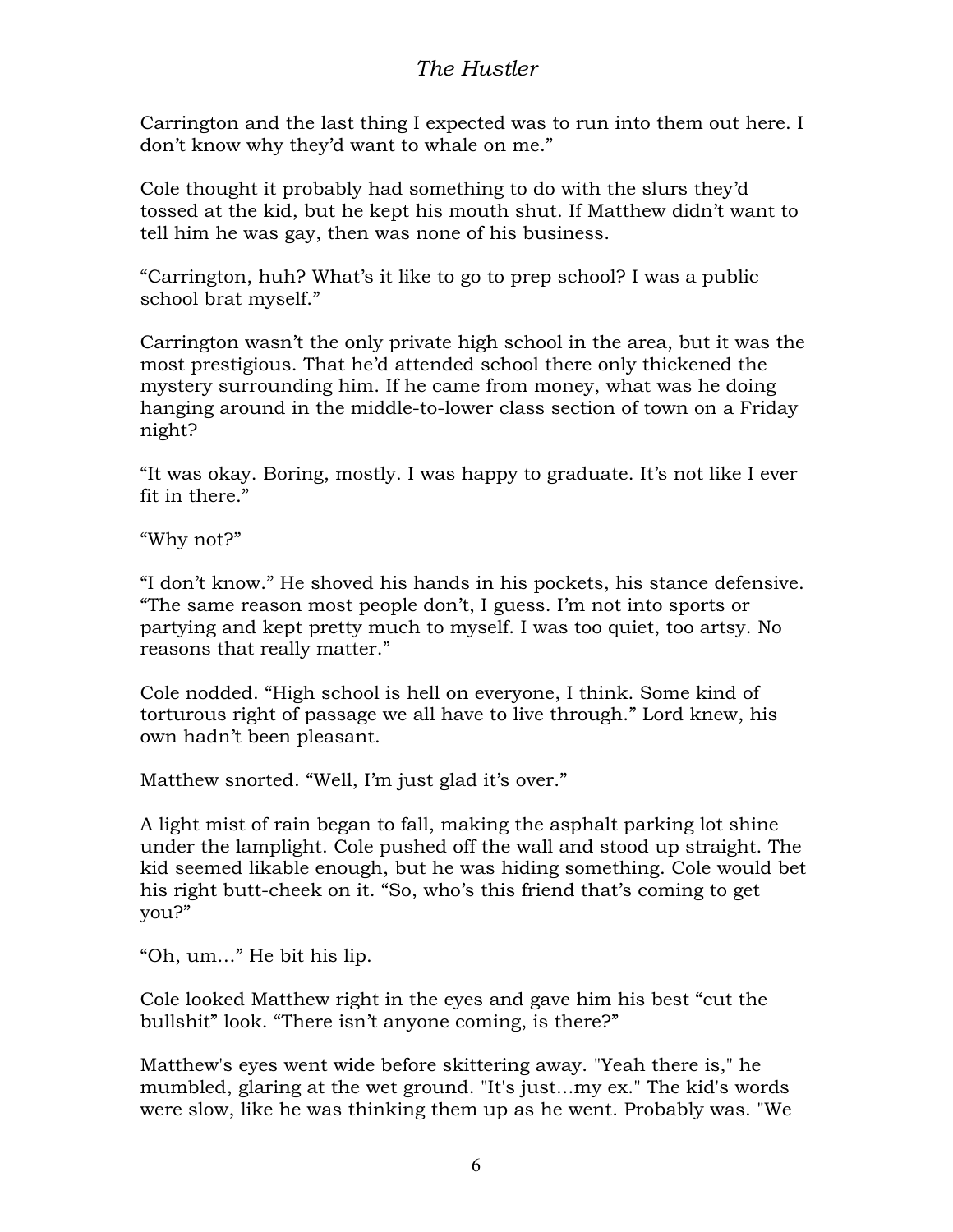Carrington and the last thing I expected was to run into them out here. I don't know why they'd want to whale on me."

Cole thought it probably had something to do with the slurs they'd tossed at the kid, but he kept his mouth shut. If Matthew didn't want to tell him he was gay, then was none of his business.

"Carrington, huh? What's it like to go to prep school? I was a public school brat myself."

Carrington wasn't the only private high school in the area, but it was the most prestigious. That he'd attended school there only thickened the mystery surrounding him. If he came from money, what was he doing hanging around in the middle-to-lower class section of town on a Friday night?

"It was okay. Boring, mostly. I was happy to graduate. It's not like I ever fit in there."

"Why not?"

"I don't know." He shoved his hands in his pockets, his stance defensive. "The same reason most people don't, I guess. I'm not into sports or partying and kept pretty much to myself. I was too quiet, too artsy. No reasons that really matter."

Cole nodded. "High school is hell on everyone, I think. Some kind of torturous right of passage we all have to live through." Lord knew, his own hadn't been pleasant.

Matthew snorted. "Well, I'm just glad it's over."

A light mist of rain began to fall, making the asphalt parking lot shine under the lamplight. Cole pushed off the wall and stood up straight. The kid seemed likable enough, but he was hiding something. Cole would bet his right butt-cheek on it. "So, who's this friend that's coming to get you?"

"Oh, um…" He bit his lip.

Cole looked Matthew right in the eyes and gave him his best "cut the bullshit" look. "There isn't anyone coming, is there?"

Matthew's eyes went wide before skittering away. "Yeah there is," he mumbled, glaring at the wet ground. "It's just...my ex." The kid's words were slow, like he was thinking them up as he went. Probably was. "We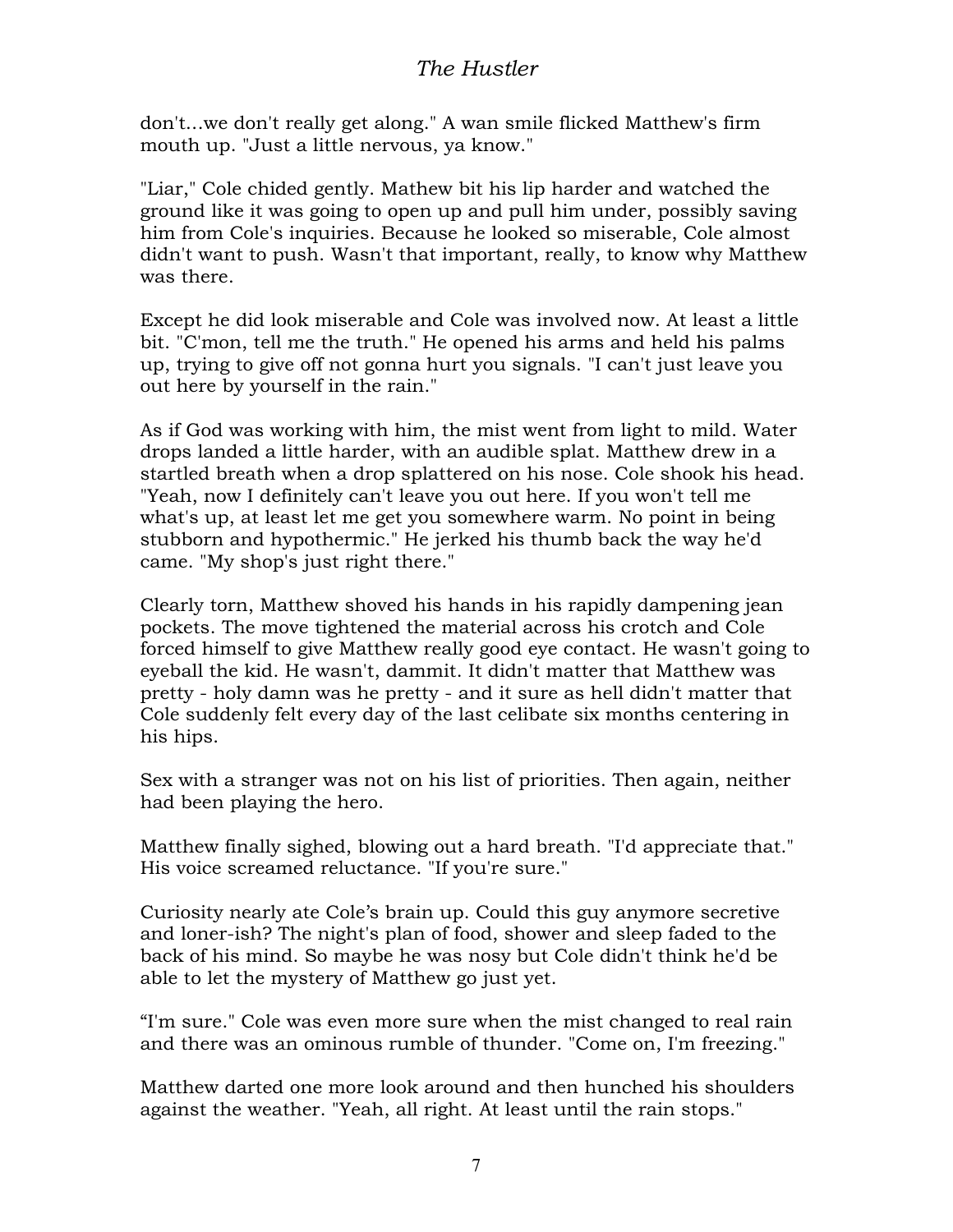don't...we don't really get along." A wan smile flicked Matthew's firm mouth up. "Just a little nervous, ya know."

"Liar," Cole chided gently. Mathew bit his lip harder and watched the ground like it was going to open up and pull him under, possibly saving him from Cole's inquiries. Because he looked so miserable, Cole almost didn't want to push. Wasn't that important, really, to know why Matthew was there.

Except he did look miserable and Cole was involved now. At least a little bit. "C'mon, tell me the truth." He opened his arms and held his palms up, trying to give off not gonna hurt you signals. "I can't just leave you out here by yourself in the rain."

As if God was working with him, the mist went from light to mild. Water drops landed a little harder, with an audible splat. Matthew drew in a startled breath when a drop splattered on his nose. Cole shook his head. "Yeah, now I definitely can't leave you out here. If you won't tell me what's up, at least let me get you somewhere warm. No point in being stubborn and hypothermic." He jerked his thumb back the way he'd came. "My shop's just right there."

Clearly torn, Matthew shoved his hands in his rapidly dampening jean pockets. The move tightened the material across his crotch and Cole forced himself to give Matthew really good eye contact. He wasn't going to eyeball the kid. He wasn't, dammit. It didn't matter that Matthew was pretty - holy damn was he pretty - and it sure as hell didn't matter that Cole suddenly felt every day of the last celibate six months centering in his hips.

Sex with a stranger was not on his list of priorities. Then again, neither had been playing the hero.

Matthew finally sighed, blowing out a hard breath. "I'd appreciate that." His voice screamed reluctance. "If you're sure."

Curiosity nearly ate Cole's brain up. Could this guy anymore secretive and loner-ish? The night's plan of food, shower and sleep faded to the back of his mind. So maybe he was nosy but Cole didn't think he'd be able to let the mystery of Matthew go just yet.

"I'm sure." Cole was even more sure when the mist changed to real rain and there was an ominous rumble of thunder. "Come on, I'm freezing."

Matthew darted one more look around and then hunched his shoulders against the weather. "Yeah, all right. At least until the rain stops."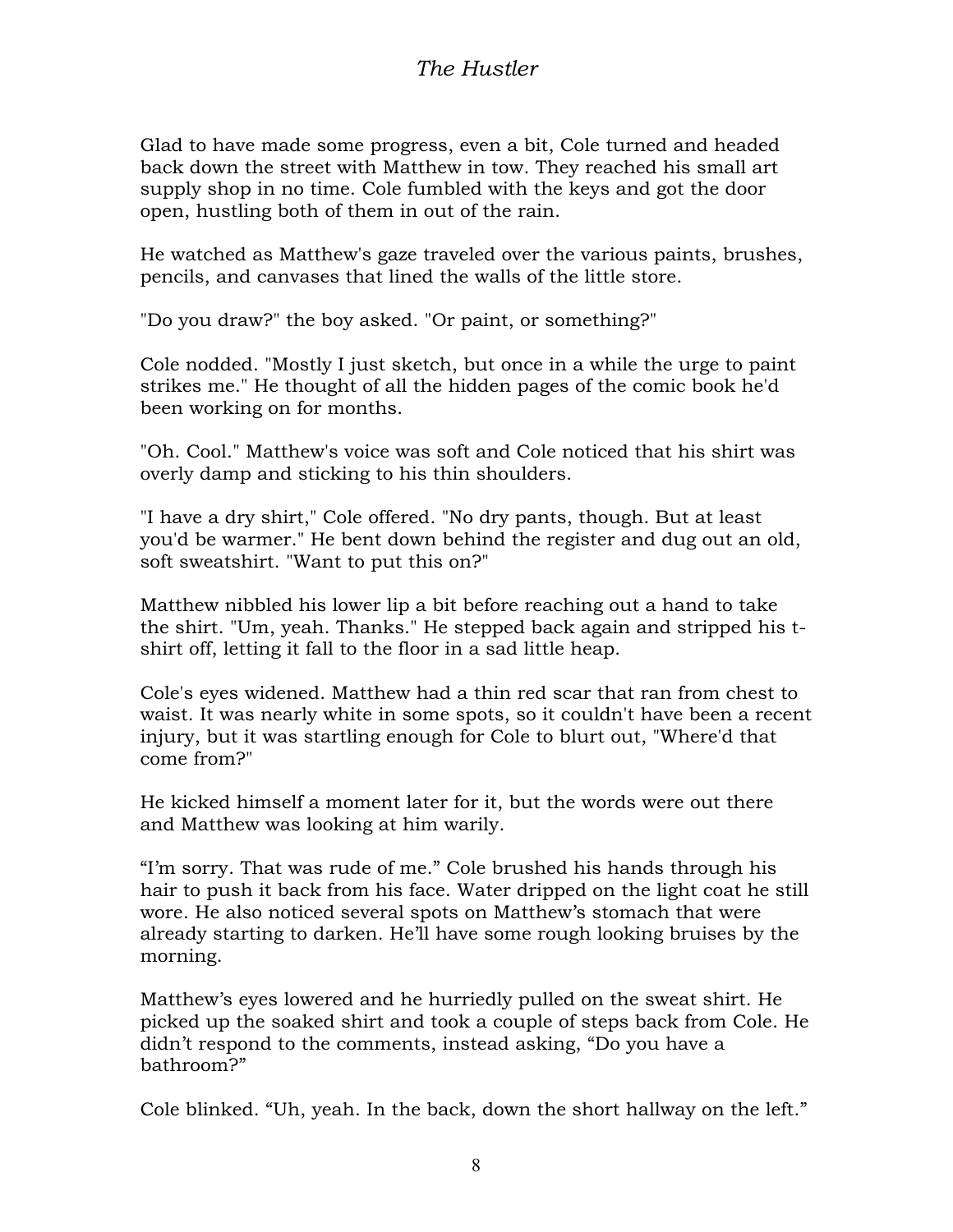Glad to have made some progress, even a bit, Cole turned and headed back down the street with Matthew in tow. They reached his small art supply shop in no time. Cole fumbled with the keys and got the door open, hustling both of them in out of the rain.

He watched as Matthew's gaze traveled over the various paints, brushes, pencils, and canvases that lined the walls of the little store.

"Do you draw?" the boy asked. "Or paint, or something?"

Cole nodded. "Mostly I just sketch, but once in a while the urge to paint strikes me." He thought of all the hidden pages of the comic book he'd been working on for months.

"Oh. Cool." Matthew's voice was soft and Cole noticed that his shirt was overly damp and sticking to his thin shoulders.

"I have a dry shirt," Cole offered. "No dry pants, though. But at least you'd be warmer." He bent down behind the register and dug out an old, soft sweatshirt. "Want to put this on?"

Matthew nibbled his lower lip a bit before reaching out a hand to take the shirt. "Um, yeah. Thanks." He stepped back again and stripped his t-shirt off, letting it fall to the floor in a sad little heap.

Cole's eyes widened. Matthew had a thin red scar that ran from chest to waist. It was nearly white in some spots, so it couldn't have been a recent injury, but it was startling enough for Cole to blurt out, "Where'd that come from?"

He kicked himself a moment later for it, but the words were out there and Matthew was looking at him warily.

“I’m sorry. That was rude of me.” Cole brushed his hands through his hair to push it back from his face. Water dripped on the light coat he still wore. He also noticed several spots on Matthew’s stomach that were already starting to darken. He’ll have some rough looking bruises by the morning.

Matthew’s eyes lowered and he hurriedly pulled on the sweat shirt. He picked up the soaked shirt and took a couple of steps back from Cole. He didn’t respond to the comments, instead asking, “Do you have a bathroom?”

Cole blinked. “Uh, yeah. In the back, down the short hallway on the left.”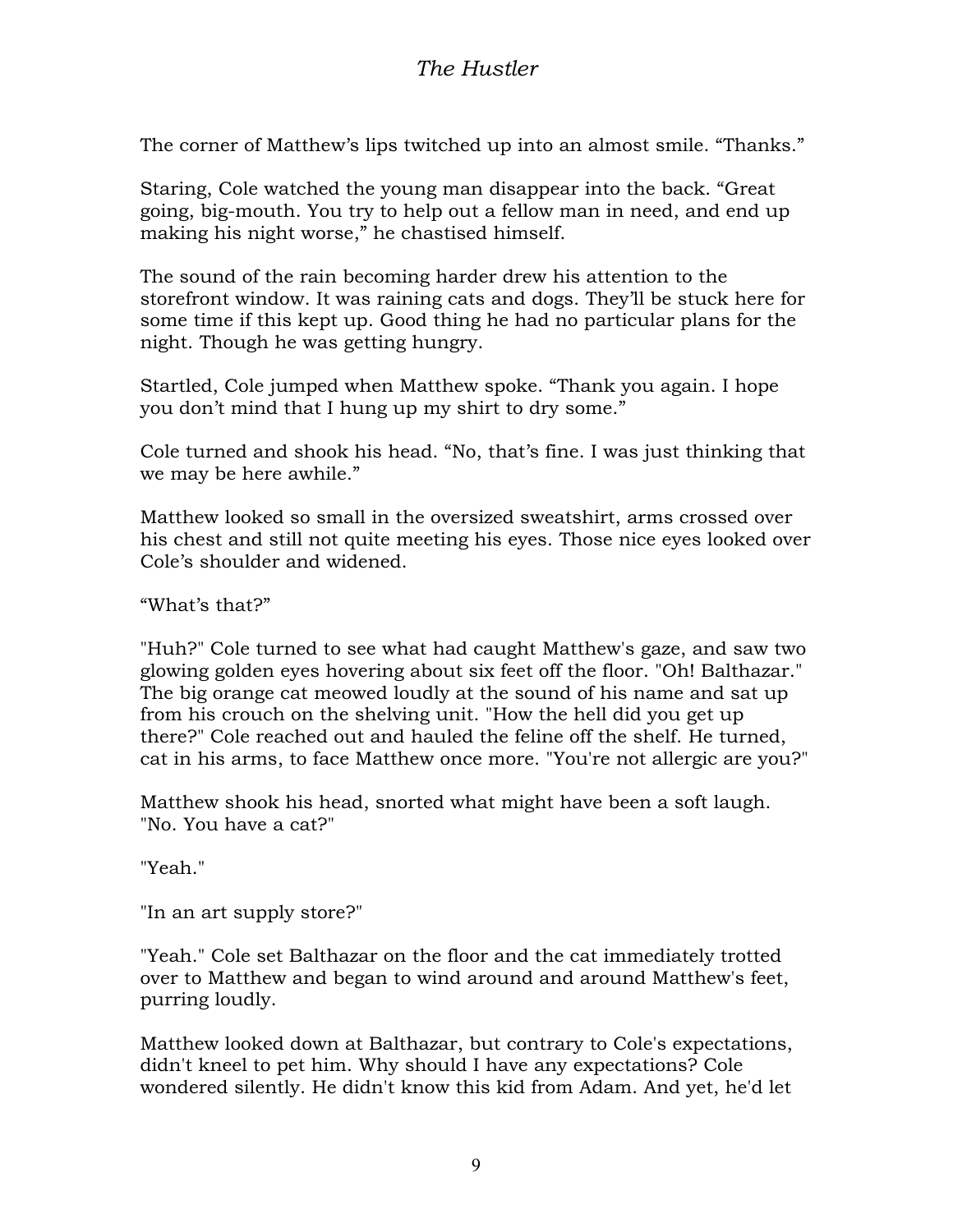The corner of Matthew's lips twitched up into an almost smile. "Thanks."

Staring, Cole watched the young man disappear into the back. "Great going, big-mouth. You try to help out a fellow man in need, and end up making his night worse," he chastised himself.

The sound of the rain becoming harder drew his attention to the storefront window. It was raining cats and dogs. They'll be stuck here for some time if this kept up. Good thing he had no particular plans for the night. Though he was getting hungry.

Startled, Cole jumped when Matthew spoke. "Thank you again. I hope you don't mind that I hung up my shirt to dry some."

Cole turned and shook his head. "No, that's fine. I was just thinking that we may be here awhile."

Matthew looked so small in the oversized sweatshirt, arms crossed over his chest and still not quite meeting his eyes. Those nice eyes looked over Cole's shoulder and widened.

"What's that?"

"Huh?" Cole turned to see what had caught Matthew's gaze, and saw two glowing golden eyes hovering about six feet off the floor. "Oh! Balthazar." The big orange cat meowed loudly at the sound of his name and sat up from his crouch on the shelving unit. "How the hell did you get up there?" Cole reached out and hauled the feline off the shelf. He turned, cat in his arms, to face Matthew once more. "You're not allergic are you?"

Matthew shook his head, snorted what might have been a soft laugh. "No. You have a cat?"

"Yeah."

"In an art supply store?"

"Yeah." Cole set Balthazar on the floor and the cat immediately trotted over to Matthew and began to wind around and around Matthew's feet, purring loudly.

Matthew looked down at Balthazar, but contrary to Cole's expectations, didn't kneel to pet him. Why should I have any expectations? Cole wondered silently. He didn't know this kid from Adam. And yet, he'd let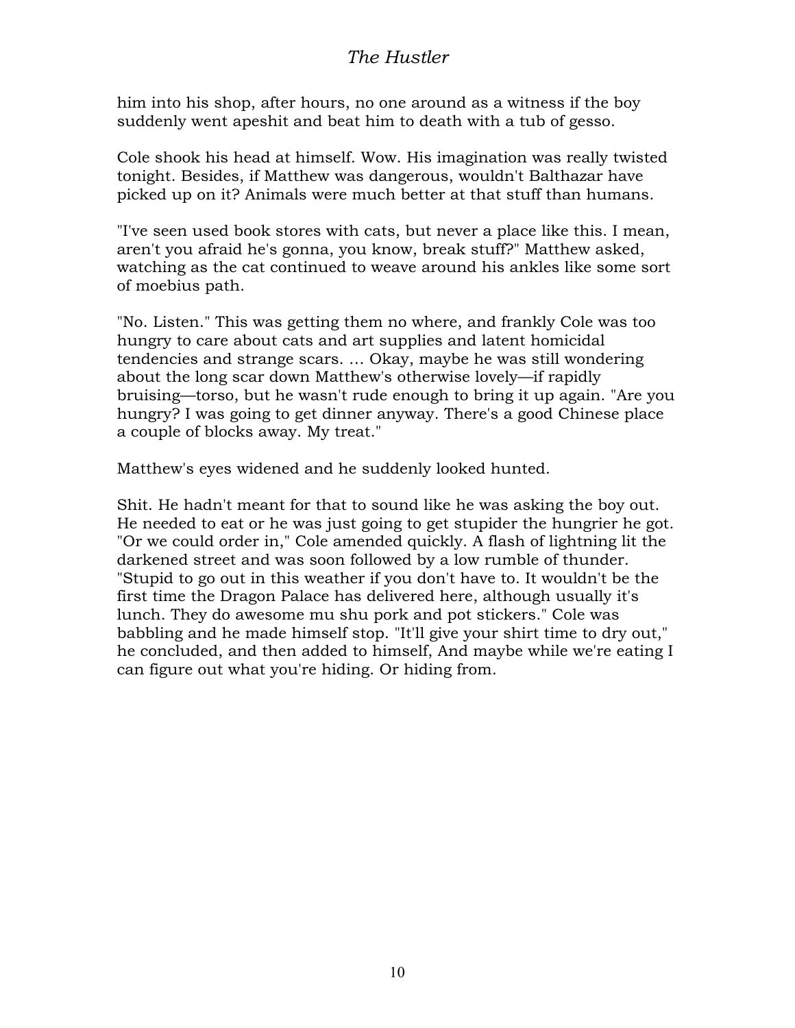him into his shop, after hours, no one around as a witness if the boy suddenly went apeshit and beat him to death with a tub of gesso.

Cole shook his head at himself. Wow. His imagination was really twisted tonight. Besides, if Matthew was dangerous, wouldn't Balthazar have picked up on it? Animals were much better at that stuff than humans.

"I've seen used book stores with cats, but never a place like this. I mean, aren't you afraid he's gonna, you know, break stuff?" Matthew asked, watching as the cat continued to weave around his ankles like some sort of moebius path.

"No. Listen." This was getting them no where, and frankly Cole was too hungry to care about cats and art supplies and latent homicidal tendencies and strange scars. ... Okay, maybe he was still wondering about the long scar down Matthew's otherwise lovely—if rapidly bruising—torso, but he wasn't rude enough to bring it up again. "Are you hungry? I was going to get dinner anyway. There's a good Chinese place a couple of blocks away. My treat."

Matthew's eyes widened and he suddenly looked hunted.

Shit. He hadn't meant for that to sound like he was asking the boy out. He needed to eat or he was just going to get stupider the hungrier he got. "Or we could order in," Cole amended quickly. A flash of lightning lit the darkened street and was soon followed by a low rumble of thunder. "Stupid to go out in this weather if you don't have to. It wouldn't be the first time the Dragon Palace has delivered here, although usually it's lunch. They do awesome mu shu pork and pot stickers." Cole was babbling and he made himself stop. "It'll give your shirt time to dry out," he concluded, and then added to himself, And maybe while we're eating I can figure out what you're hiding. Or hiding from.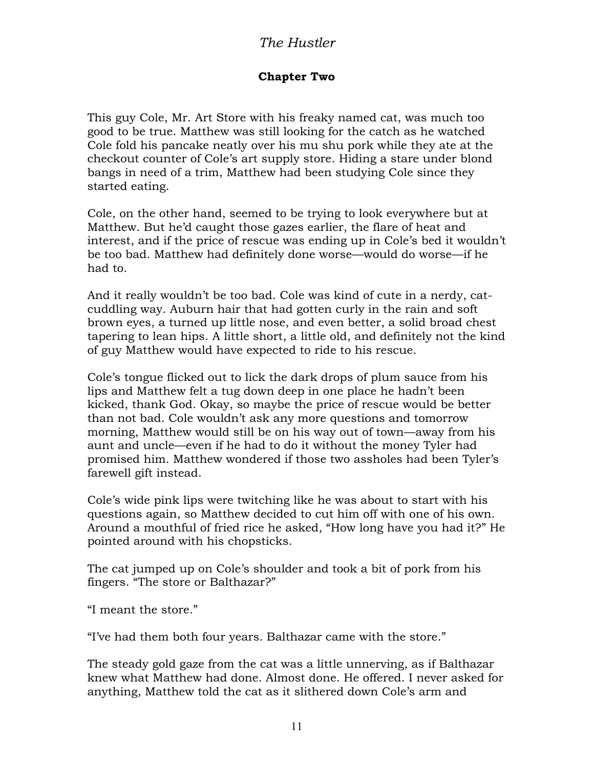## Chapter Two

This guy Cole, Mr. Art Store with his freaky named cat, was much too good to be true. Matthew was still looking for the catch as he watched Cole fold his pancake neatly over his mu shu pork while they ate at the checkout counter of Cole's art supply store. Hiding a stare under blond bangs in need of a trim, Matthew had been studying Cole since they started eating.

Cole, on the other hand, seemed to be trying to look everywhere but at Matthew. But he'd caught those gazes earlier, the flare of heat and interest, and if the price of rescue was ending up in Cole's bed it wouldn't be too bad. Matthew had definitely done worse—would do worse—if he had to.

And it really wouldn't be too bad. Cole was kind of cute in a nerdy, cat-cuddling way. Auburn hair that had gotten curly in the rain and soft brown eyes, a turned up little nose, and even better, a solid broad chest tapering to lean hips. A little short, a little old, and definitely not the kind of guy Matthew would have expected to ride to his rescue.

Cole's tongue flicked out to lick the dark drops of plum sauce from his lips and Matthew felt a tug down deep in one place he hadn't been kicked, thank God. Okay, so maybe the price of rescue would be better than not bad. Cole wouldn't ask any more questions and tomorrow morning, Matthew would still be on his way out of town—away from his aunt and uncle—even if he had to do it without the money Tyler had promised him. Matthew wondered if those two assholes had been Tyler's farewell gift instead.

Cole's wide pink lips were twitching like he was about to start with his questions again, so Matthew decided to cut him off with one of his own. Around a mouthful of fried rice he asked, "How long have you had it?" He pointed around with his chopsticks.

The cat jumped up on Cole's shoulder and took a bit of pork from his fingers. "The store or Balthazar?"

"I meant the store."

"I've had them both four years. Balthazar came with the store."

The steady gold gaze from the cat was a little unnerving, as if Balthazar knew what Matthew had done. Almost done. He offered. I never asked for anything, Matthew told the cat as it slithered down Cole's arm and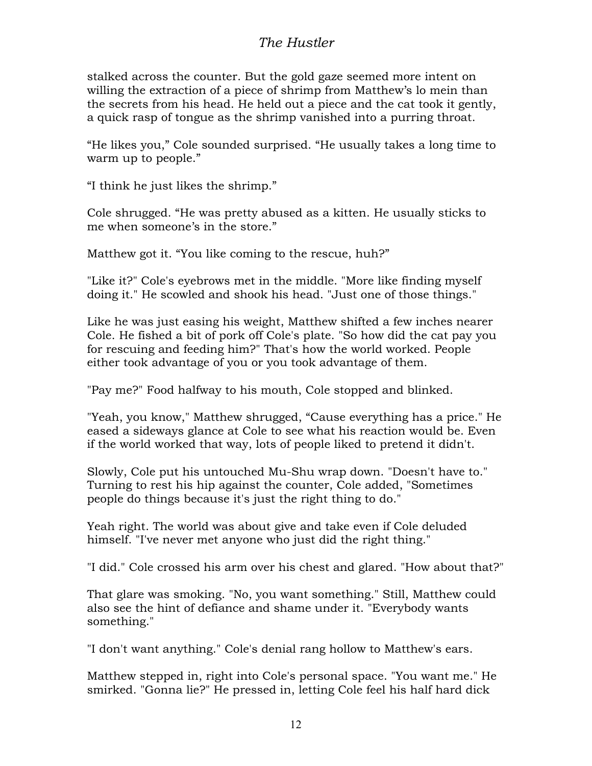stalked across the counter. But the gold gaze seemed more intent on willing the extraction of a piece of shrimp from Matthew's lo mein than the secrets from his head. He held out a piece and the cat took it gently, a quick rasp of tongue as the shrimp vanished into a purring throat.

"He likes you," Cole sounded surprised. "He usually takes a long time to warm up to people."

"I think he just likes the shrimp."

Cole shrugged. "He was pretty abused as a kitten. He usually sticks to me when someone's in the store."

Matthew got it. "You like coming to the rescue, huh?"

"Like it?" Cole's eyebrows met in the middle. "More like finding myself doing it." He scowled and shook his head. "Just one of those things."

Like he was just easing his weight, Matthew shifted a few inches nearer Cole. He fished a bit of pork off Cole's plate. "So how did the cat pay you for rescuing and feeding him?" That's how the world worked. People either took advantage of you or you took advantage of them.

"Pay me?" Food halfway to his mouth, Cole stopped and blinked.

"Yeah, you know," Matthew shrugged, "Cause everything has a price." He eased a sideways glance at Cole to see what his reaction would be. Even if the world worked that way, lots of people liked to pretend it didn't.

Slowly, Cole put his untouched Mu-Shu wrap down. "Doesn't have to." Turning to rest his hip against the counter, Cole added, "Sometimes people do things because it's just the right thing to do."

Yeah right. The world was about give and take even if Cole deluded himself. "I've never met anyone who just did the right thing."

"I did." Cole crossed his arm over his chest and glared. "How about that?"

That glare was smoking. "No, you want something." Still, Matthew could also see the hint of defiance and shame under it. "Everybody wants something."

"I don't want anything." Cole's denial rang hollow to Matthew's ears.

Matthew stepped in, right into Cole's personal space. "You want me." He smirked. "Gonna lie?" He pressed in, letting Cole feel his half hard dick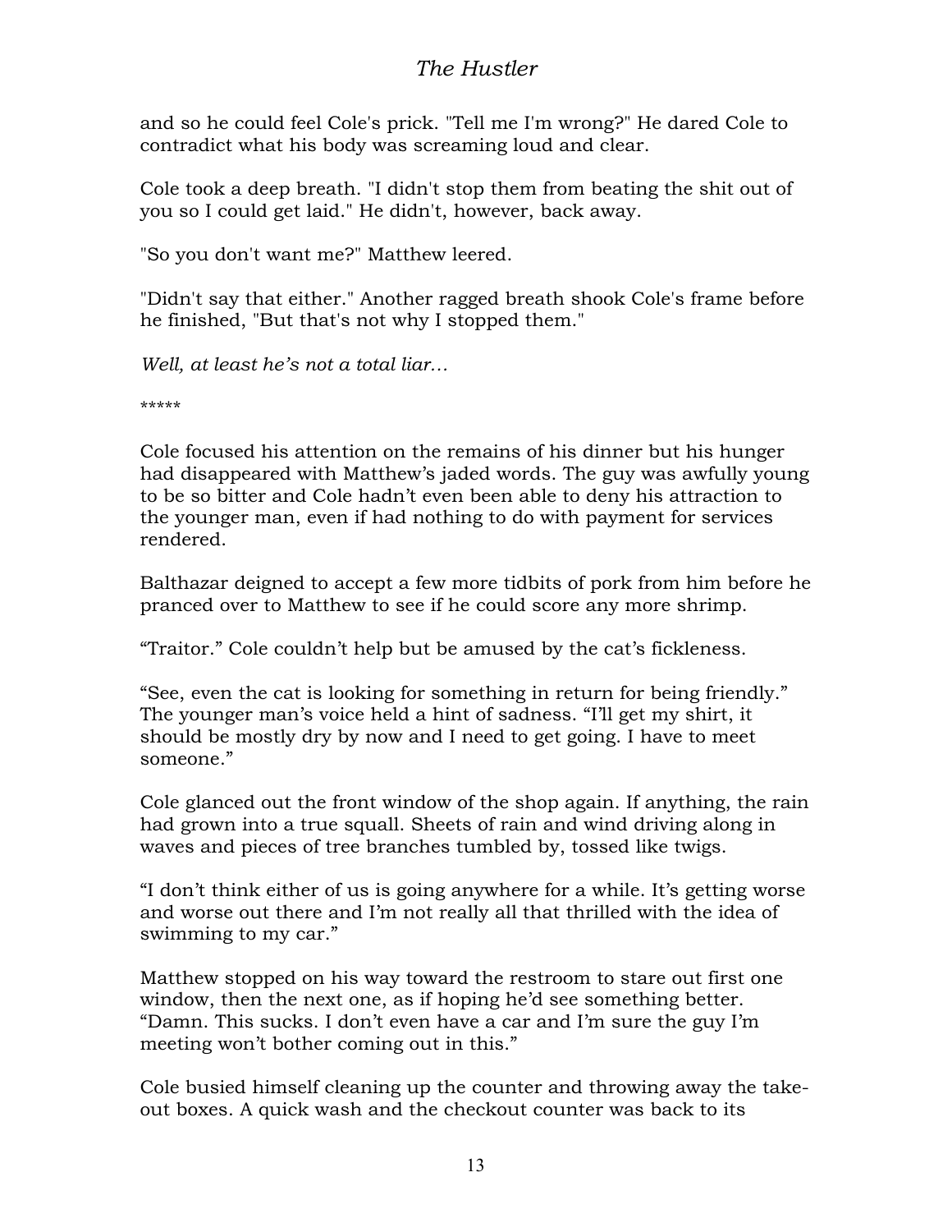and so he could feel Cole's prick. "Tell me I'm wrong?" He dared Cole to contradict what his body was screaming loud and clear.

Cole took a deep breath. "I didn't stop them from beating the shit out of you so I could get laid." He didn't, however, back away.

"So you don't want me?" Matthew leered.

"Didn't say that either." Another ragged breath shook Cole's frame before he finished, "But that's not why I stopped them."

*Well, at least he's not a total liar…*

*****

Cole focused his attention on the remains of his dinner but his hunger had disappeared with Matthew's jaded words. The guy was awfully young to be so bitter and Cole hadn't even been able to deny his attraction to the younger man, even if had nothing to do with payment for services rendered.

Balthazar deigned to accept a few more tidbits of pork from him before he pranced over to Matthew to see if he could score any more shrimp.

"Traitor." Cole couldn't help but be amused by the cat's fickleness.

"See, even the cat is looking for something in return for being friendly." The younger man's voice held a hint of sadness. "I'll get my shirt, it should be mostly dry by now and I need to get going. I have to meet someone."

Cole glanced out the front window of the shop again. If anything, the rain had grown into a true squall. Sheets of rain and wind driving along in waves and pieces of tree branches tumbled by, tossed like twigs.

"I don't think either of us is going anywhere for a while. It's getting worse and worse out there and I'm not really all that thrilled with the idea of swimming to my car."

Matthew stopped on his way toward the restroom to stare out first one window, then the next one, as if hoping he'd see something better. "Damn. This sucks. I don't even have a car and I'm sure the guy I'm meeting won't bother coming out in this."

Cole busied himself cleaning up the counter and throwing away the take-out boxes. A quick wash and the checkout counter was back to its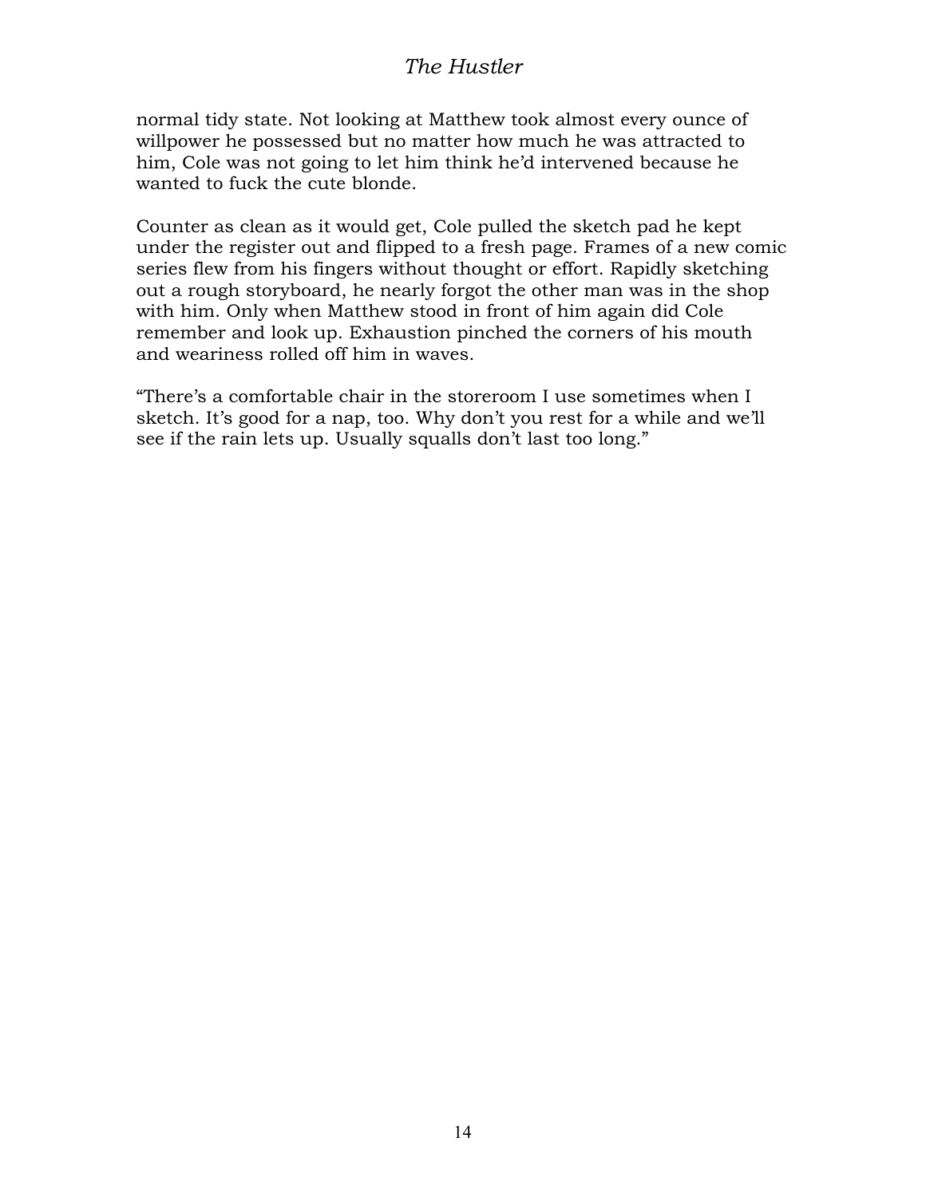normal tidy state. Not looking at Matthew took almost every ounce of willpower he possessed but no matter how much he was attracted to him, Cole was not going to let him think he'd intervened because he wanted to fuck the cute blonde.

Counter as clean as it would get, Cole pulled the sketch pad he kept under the register out and flipped to a fresh page. Frames of a new comic series flew from his fingers without thought or effort. Rapidly sketching out a rough storyboard, he nearly forgot the other man was in the shop with him. Only when Matthew stood in front of him again did Cole remember and look up. Exhaustion pinched the corners of his mouth and weariness rolled off him in waves.

"There's a comfortable chair in the storeroom I use sometimes when I sketch. It's good for a nap, too. Why don't you rest for a while and we'll see if the rain lets up. Usually squalls don't last too long."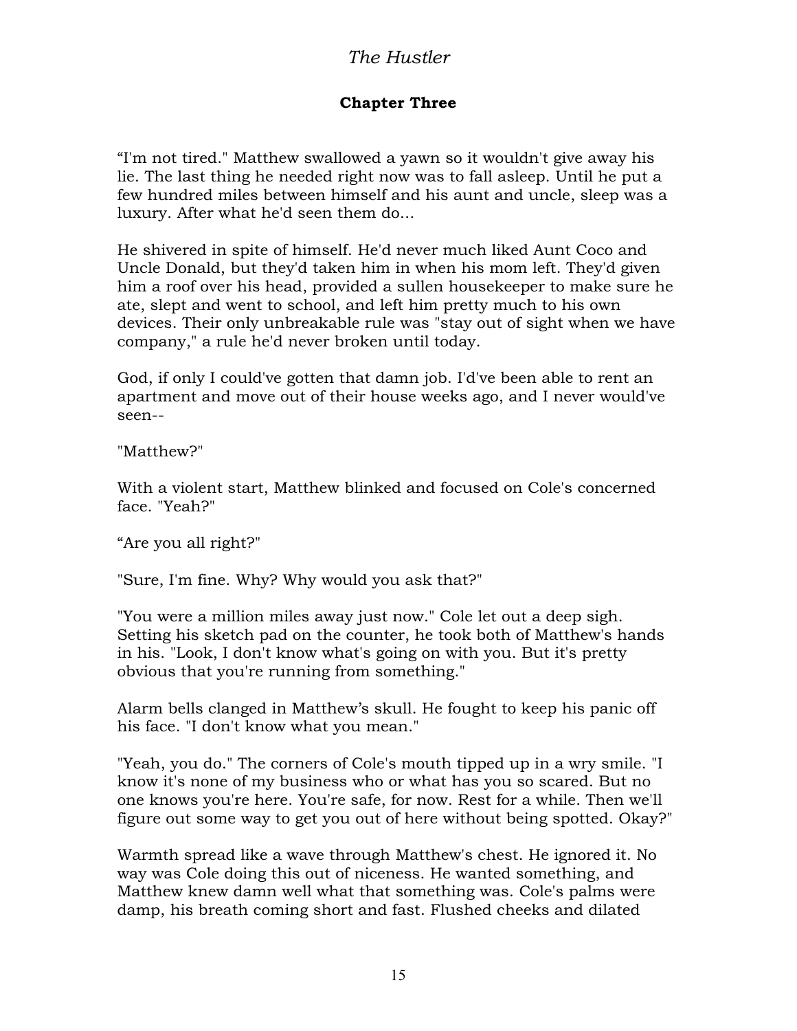## Chapter Three

“I'm not tired." Matthew swallowed a yawn so it wouldn't give away his lie. The last thing he needed right now was to fall asleep. Until he put a few hundred miles between himself and his aunt and uncle, sleep was a luxury. After what he'd seen them do...

He shivered in spite of himself. He'd never much liked Aunt Coco and Uncle Donald, but they'd taken him in when his mom left. They'd given him a roof over his head, provided a sullen housekeeper to make sure he ate, slept and went to school, and left him pretty much to his own devices. Their only unbreakable rule was "stay out of sight when we have company," a rule he'd never broken until today.

*God, if only I could've gotten that damn job. I'd've been able to rent an apartment and move out of their house weeks ago, and I never would've seen--*

"Matthew?"

With a violent start, Matthew blinked and focused on Cole's concerned face. "Yeah?"

“Are you all right?"

"Sure, I'm fine. Why? Why would you ask that?"

"You were a million miles away just now." Cole let out a deep sigh. Setting his sketch pad on the counter, he took both of Matthew's hands in his. "Look, I don't know what's going on with you. But it's pretty obvious that you're running from something."

Alarm bells clanged in Matthew’s skull. He fought to keep his panic off his face. "I don't know what you mean."

"Yeah, you do." The corners of Cole's mouth tipped up in a wry smile. "I know it's none of my business who or what has you so scared. But no one knows you're here. You're safe, for now. Rest for a while. Then we'll figure out some way to get you out of here without being spotted. Okay?"

Warmth spread like a wave through Matthew's chest. He ignored it. No way was Cole doing this out of niceness. He wanted something, and Matthew knew damn well what that something was. Cole's palms were damp, his breath coming short and fast. Flushed cheeks and dilated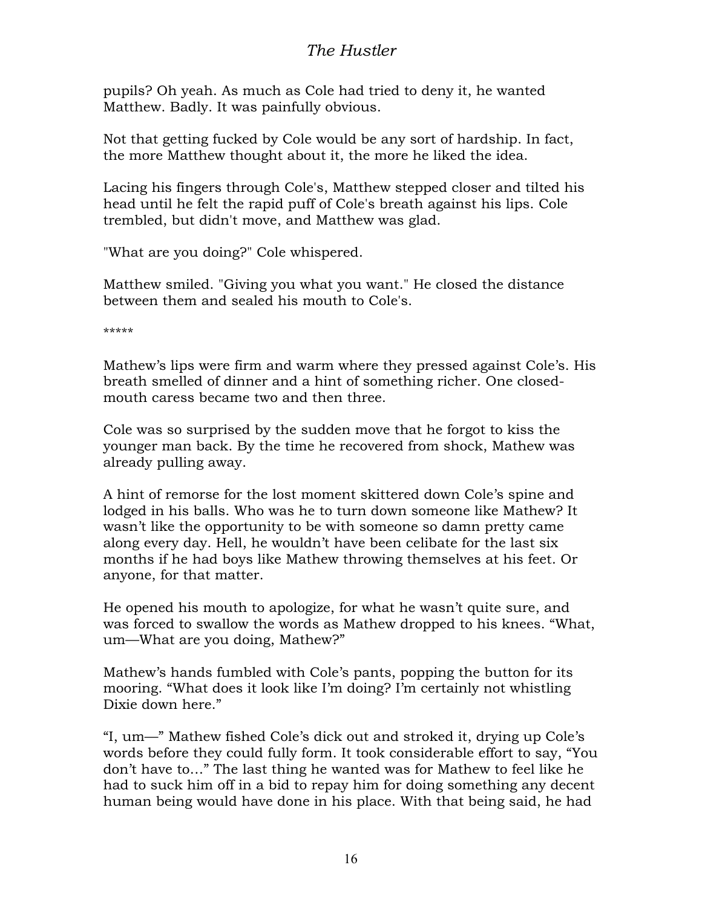pupils? Oh yeah. As much as Cole had tried to deny it, he wanted Matthew. Badly. It was painfully obvious.

Not that getting fucked by Cole would be any sort of hardship. In fact, the more Matthew thought about it, the more he liked the idea.

Lacing his fingers through Cole's, Matthew stepped closer and tilted his head until he felt the rapid puff of Cole's breath against his lips. Cole trembled, but didn't move, and Matthew was glad.

"What are you doing?" Cole whispered.

Matthew smiled. "Giving you what you want." He closed the distance between them and sealed his mouth to Cole's.

*****

Mathew's lips were firm and warm where they pressed against Cole's. His breath smelled of dinner and a hint of something richer. One closed-mouth caress became two and then three.

Cole was so surprised by the sudden move that he forgot to kiss the younger man back. By the time he recovered from shock, Mathew was already pulling away.

A hint of remorse for the lost moment skittered down Cole's spine and lodged in his balls. Who was he to turn down someone like Mathew? It wasn't like the opportunity to be with someone so damn pretty came along every day. Hell, he wouldn't have been celibate for the last six months if he had boys like Mathew throwing themselves at his feet. Or anyone, for that matter.

He opened his mouth to apologize, for what he wasn't quite sure, and was forced to swallow the words as Mathew dropped to his knees. "What, um—What are you doing, Mathew?"

Mathew's hands fumbled with Cole's pants, popping the button for its mooring. "What does it look like I'm doing? I'm certainly not whistling Dixie down here."

"I, um—" Mathew fished Cole's dick out and stroked it, drying up Cole's words before they could fully form. It took considerable effort to say, "You don't have to..." The last thing he wanted was for Mathew to feel like he had to suck him off in a bid to repay him for doing something any decent human being would have done in his place. With that being said, he had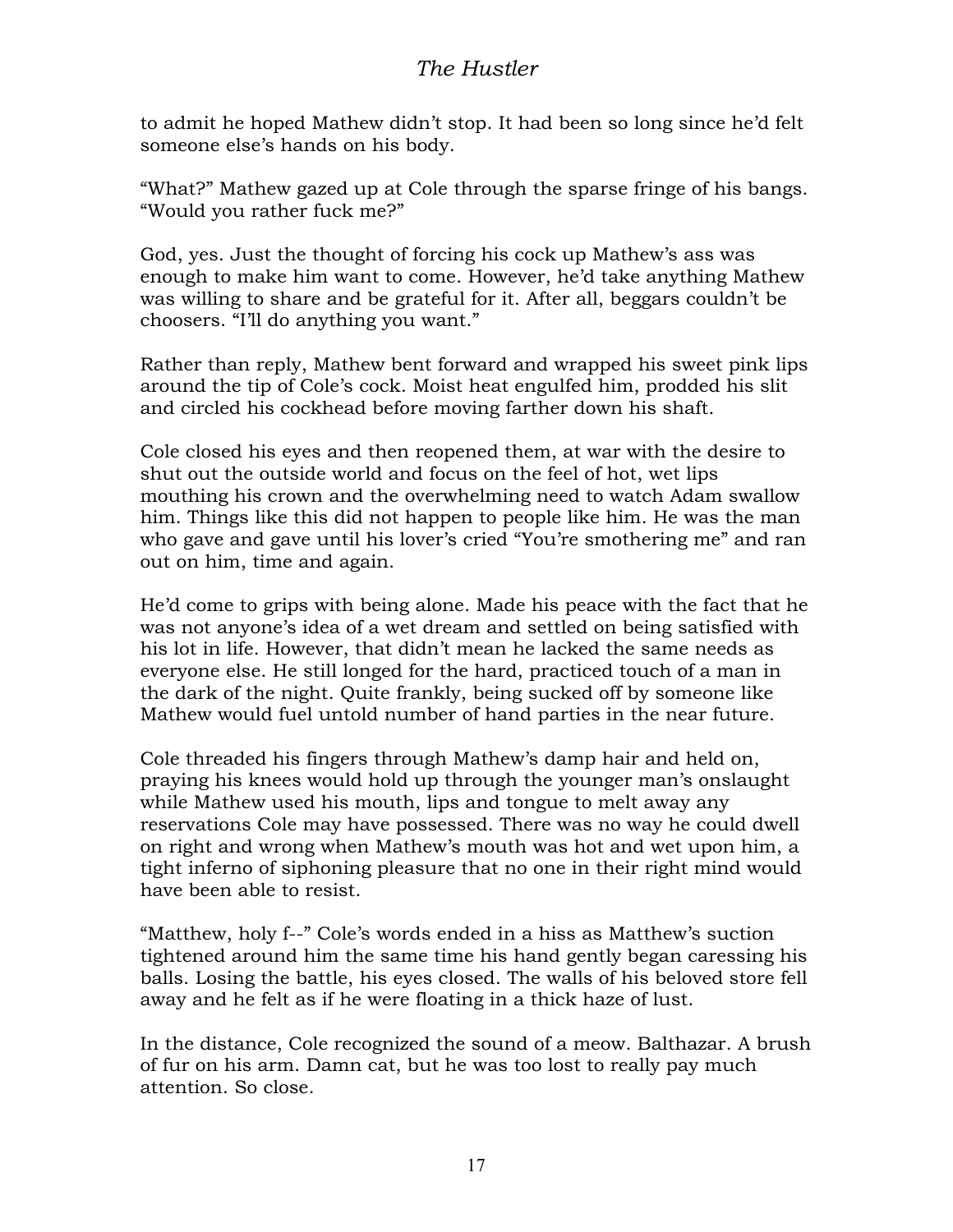to admit he hoped Mathew didn't stop. It had been so long since he'd felt someone else's hands on his body.

"What?" Mathew gazed up at Cole through the sparse fringe of his bangs. "Would you rather fuck me?"

God, yes. Just the thought of forcing his cock up Mathew's ass was enough to make him want to come. However, he'd take anything Mathew was willing to share and be grateful for it. After all, beggars couldn't be choosers. "I'll do anything you want."

Rather than reply, Mathew bent forward and wrapped his sweet pink lips around the tip of Cole's cock. Moist heat engulfed him, prodded his slit and circled his cockhead before moving farther down his shaft.

Cole closed his eyes and then reopened them, at war with the desire to shut out the outside world and focus on the feel of hot, wet lips mouthing his crown and the overwhelming need to watch Adam swallow him. Things like this did not happen to people like him. He was the man who gave and gave until his lover's cried "You're smothering me" and ran out on him, time and again.

He'd come to grips with being alone. Made his peace with the fact that he was not anyone's idea of a wet dream and settled on being satisfied with his lot in life. However, that didn't mean he lacked the same needs as everyone else. He still longed for the hard, practiced touch of a man in the dark of the night. Quite frankly, being sucked off by someone like Mathew would fuel untold number of hand parties in the near future.

Cole threaded his fingers through Mathew's damp hair and held on, praying his knees would hold up through the younger man's onslaught while Mathew used his mouth, lips and tongue to melt away any reservations Cole may have possessed. There was no way he could dwell on right and wrong when Mathew's mouth was hot and wet upon him, a tight inferno of siphoning pleasure that no one in their right mind would have been able to resist.

"Matthew, holy f--" Cole's words ended in a hiss as Matthew's suction tightened around him the same time his hand gently began caressing his balls. Losing the battle, his eyes closed. The walls of his beloved store fell away and he felt as if he were floating in a thick haze of lust.

In the distance, Cole recognized the sound of a meow. Balthazar. A brush of fur on his arm. Damn cat, but he was too lost to really pay much attention. So close.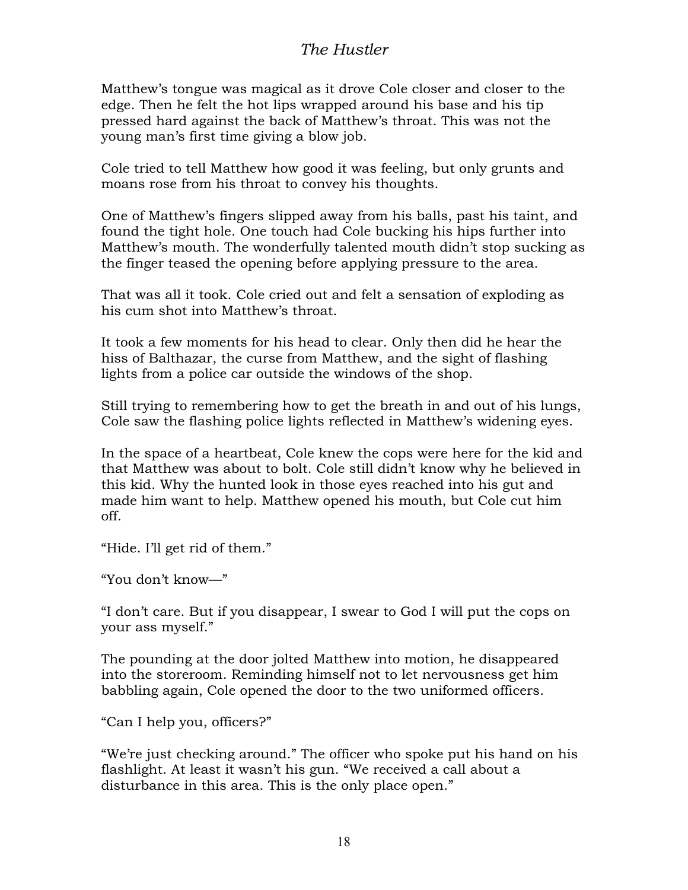Matthew's tongue was magical as it drove Cole closer and closer to the edge. Then he felt the hot lips wrapped around his base and his tip pressed hard against the back of Matthew's throat. This was not the young man's first time giving a blow job.

Cole tried to tell Matthew how good it was feeling, but only grunts and moans rose from his throat to convey his thoughts.

One of Matthew's fingers slipped away from his balls, past his taint, and found the tight hole. One touch had Cole bucking his hips further into Matthew's mouth. The wonderfully talented mouth didn't stop sucking as the finger teased the opening before applying pressure to the area.

That was all it took. Cole cried out and felt a sensation of exploding as his cum shot into Matthew's throat.

It took a few moments for his head to clear. Only then did he hear the hiss of Balthazar, the curse from Matthew, and the sight of flashing lights from a police car outside the windows of the shop.

Still trying to remembering how to get the breath in and out of his lungs, Cole saw the flashing police lights reflected in Matthew's widening eyes.

In the space of a heartbeat, Cole knew the cops were here for the kid and that Matthew was about to bolt. Cole still didn't know why he believed in this kid. Why the hunted look in those eyes reached into his gut and made him want to help. Matthew opened his mouth, but Cole cut him off.

"Hide. I'll get rid of them."

"You don't know—"

"I don't care. But if you disappear, I swear to God I will put the cops on your ass myself."

The pounding at the door jolted Matthew into motion, he disappeared into the storeroom. Reminding himself not to let nervousness get him babbling again, Cole opened the door to the two uniformed officers.

"Can I help you, officers?"

"We're just checking around." The officer who spoke put his hand on his flashlight. At least it wasn't his gun. "We received a call about a disturbance in this area. This is the only place open."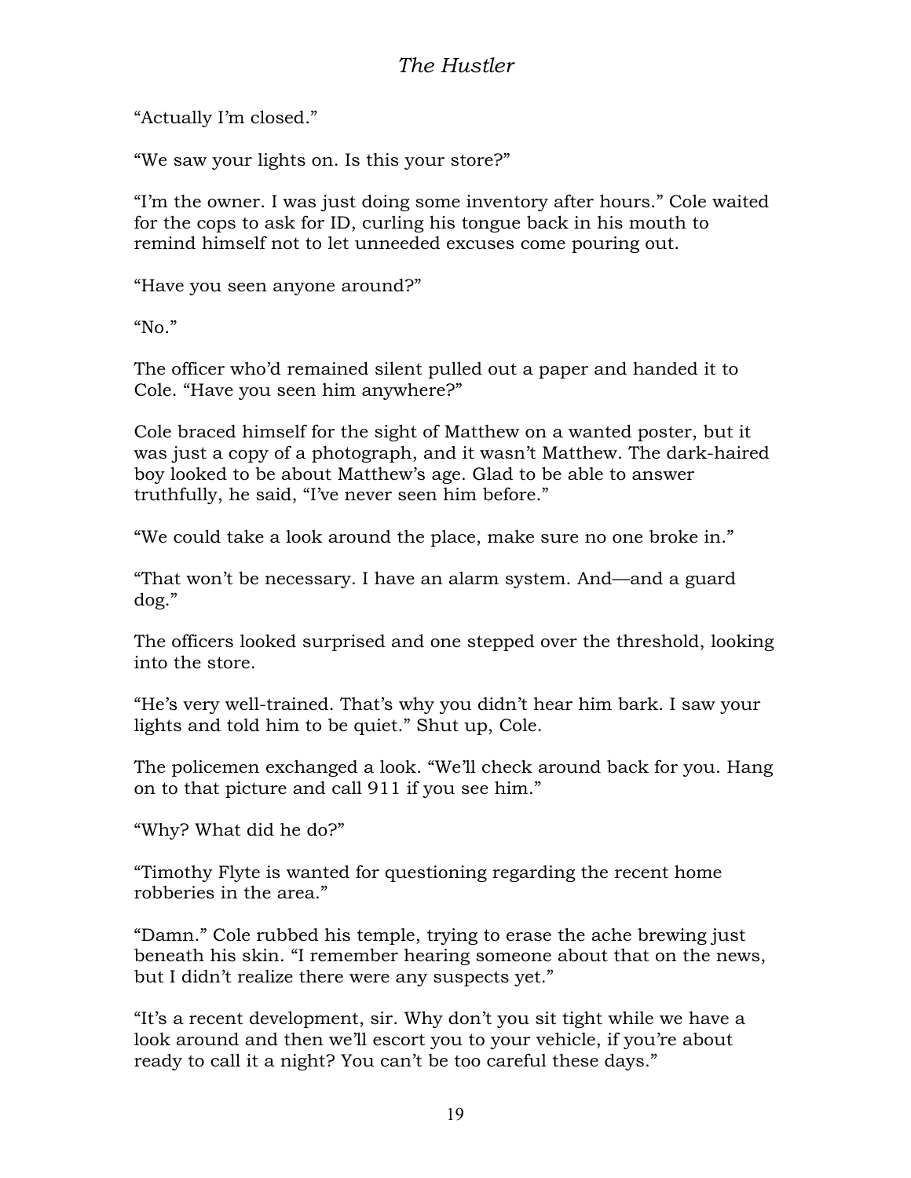"Actually I'm closed."

"We saw your lights on. Is this your store?"

"I'm the owner. I was just doing some inventory after hours." Cole waited for the cops to ask for ID, curling his tongue back in his mouth to remind himself not to let unneeded excuses come pouring out.

"Have you seen anyone around?"

"No."

The officer who'd remained silent pulled out a paper and handed it to Cole. "Have you seen him anywhere?"

Cole braced himself for the sight of Matthew on a wanted poster, but it was just a copy of a photograph, and it wasn't Matthew. The dark-haired boy looked to be about Matthew's age. Glad to be able to answer truthfully, he said, "I've never seen him before."

"We could take a look around the place, make sure no one broke in."

"That won't be necessary. I have an alarm system. And—and a guard dog."

The officers looked surprised and one stepped over the threshold, looking into the store.

"He's very well-trained. That's why you didn't hear him bark. I saw your lights and told him to be quiet." Shut up, Cole.

The policemen exchanged a look. "We'll check around back for you. Hang on to that picture and call 911 if you see him."

"Why? What did he do?"

"Timothy Flyte is wanted for questioning regarding the recent home robberies in the area."

"Damn." Cole rubbed his temple, trying to erase the ache brewing just beneath his skin. "I remember hearing someone about that on the news, but I didn't realize there were any suspects yet."

"It's a recent development, sir. Why don't you sit tight while we have a look around and then we'll escort you to your vehicle, if you're about ready to call it a night? You can't be too careful these days."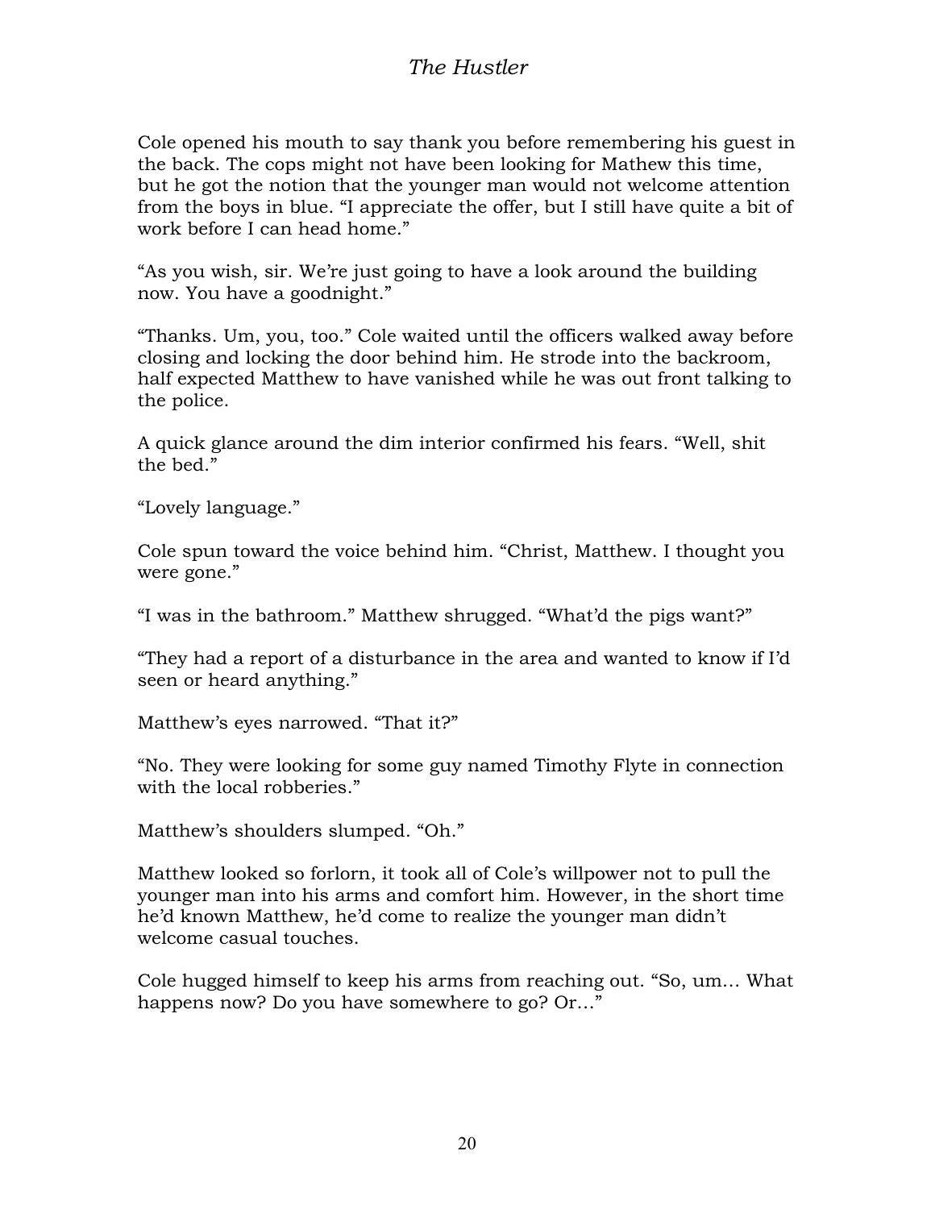Cole opened his mouth to say thank you before remembering his guest in the back. The cops might not have been looking for Mathew this time, but he got the notion that the younger man would not welcome attention from the boys in blue. “I appreciate the offer, but I still have quite a bit of work before I can head home.”

“As you wish, sir. We’re just going to have a look around the building now. You have a goodnight.”

“Thanks. Um, you, too.” Cole waited until the officers walked away before closing and locking the door behind him. He strode into the backroom, half expected Matthew to have vanished while he was out front talking to the police.

A quick glance around the dim interior confirmed his fears. “Well, shit the bed.”

“Lovely language.”

Cole spun toward the voice behind him. “Christ, Matthew. I thought you were gone.”

“I was in the bathroom.” Matthew shrugged. “What’d the pigs want?”

“They had a report of a disturbance in the area and wanted to know if I’d seen or heard anything.”

Matthew’s eyes narrowed. “That it?”

“No. They were looking for some guy named Timothy Flyte in connection with the local robberies.”

Matthew’s shoulders slumped. “Oh.”

Matthew looked so forlorn, it took all of Cole’s willpower not to pull the younger man into his arms and comfort him. However, in the short time he’d known Matthew, he’d come to realize the younger man didn’t welcome casual touches.

Cole hugged himself to keep his arms from reaching out. “So, um… What happens now? Do you have somewhere to go? Or…”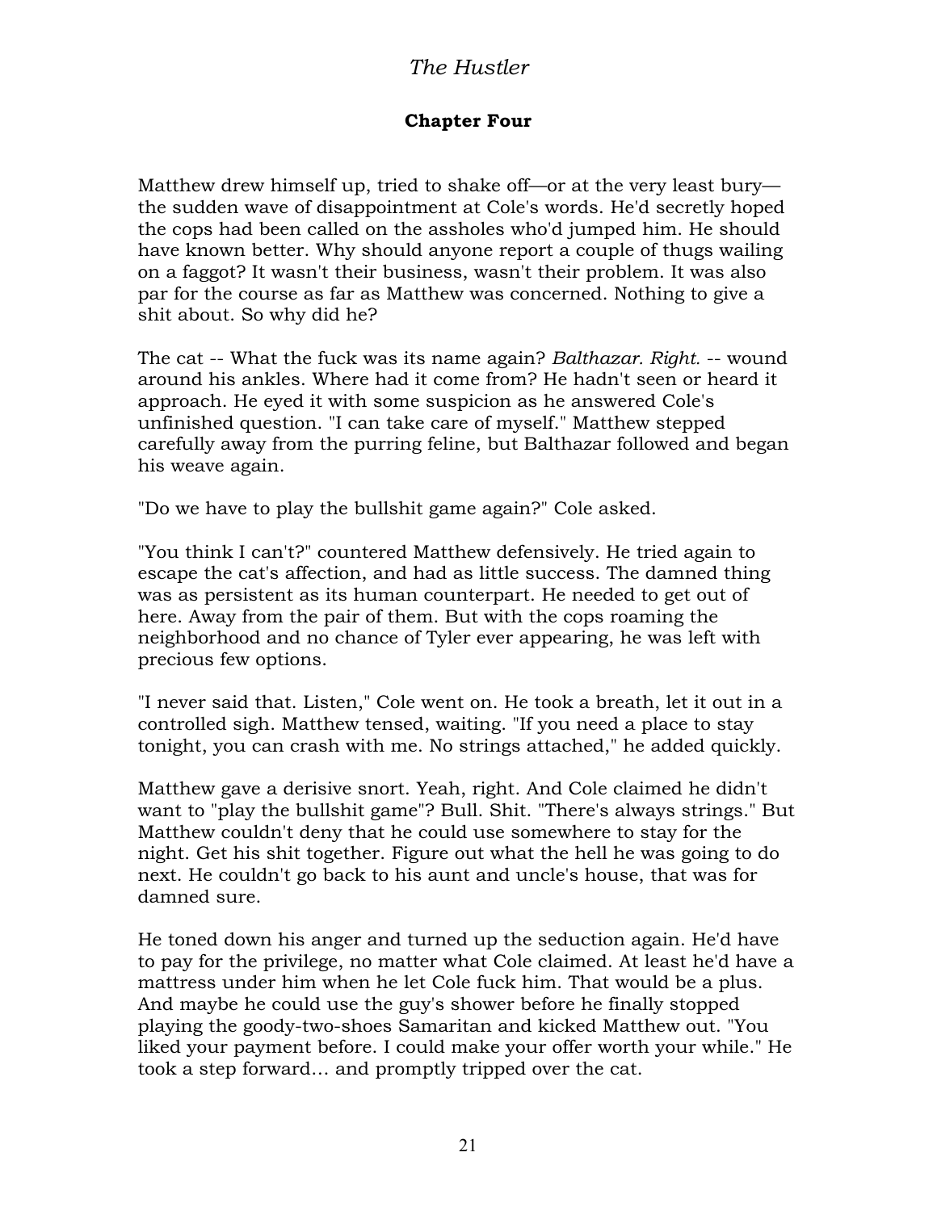## Chapter Four

Matthew drew himself up, tried to shake off—or at the very least bury—the sudden wave of disappointment at Cole's words. He'd secretly hoped the cops had been called on the assholes who'd jumped him. He should have known better. Why should anyone report a couple of thugs wailing on a faggot? It wasn't their business, wasn't their problem. It was also par for the course as far as Matthew was concerned. Nothing to give a shit about. So why did he?

The cat -- What the fuck was its name again? *Balthazar. Right.* -- wound around his ankles. Where had it come from? He hadn't seen or heard it approach. He eyed it with some suspicion as he answered Cole's unfinished question. "I can take care of myself." Matthew stepped carefully away from the purring feline, but Balthazar followed and began his weave again.

"Do we have to play the bullshit game again?" Cole asked.

"You think I can't?" countered Matthew defensively. He tried again to escape the cat's affection, and had as little success. The damned thing was as persistent as its human counterpart. He needed to get out of here. Away from the pair of them. But with the cops roaming the neighborhood and no chance of Tyler ever appearing, he was left with precious few options.

"I never said that. Listen," Cole went on. He took a breath, let it out in a controlled sigh. Matthew tensed, waiting. "If you need a place to stay tonight, you can crash with me. No strings attached," he added quickly.

Matthew gave a derisive snort. Yeah, right. And Cole claimed he didn't want to "play the bullshit game"? Bull. Shit. "There's always strings." But Matthew couldn't deny that he could use somewhere to stay for the night. Get his shit together. Figure out what the hell he was going to do next. He couldn't go back to his aunt and uncle's house, that was for damned sure.

He toned down his anger and turned up the seduction again. He'd have to pay for the privilege, no matter what Cole claimed. At least he'd have a mattress under him when he let Cole fuck him. That would be a plus. And maybe he could use the guy's shower before he finally stopped playing the goody-two-shoes Samaritan and kicked Matthew out. "You liked your payment before. I could make your offer worth your while." He took a step forward… and promptly tripped over the cat.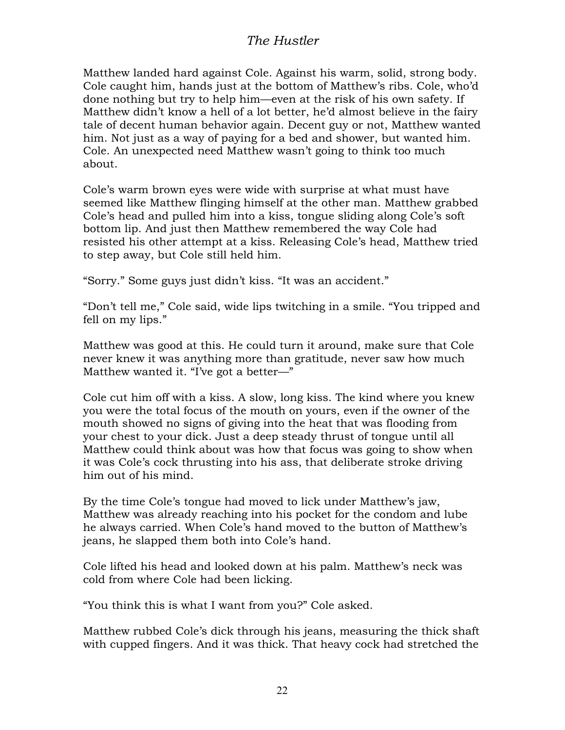Matthew landed hard against Cole. Against his warm, solid, strong body. Cole caught him, hands just at the bottom of Matthew's ribs. Cole, who'd done nothing but try to help him—even at the risk of his own safety. If Matthew didn't know a hell of a lot better, he'd almost believe in the fairy tale of decent human behavior again. Decent guy or not, Matthew wanted him. Not just as a way of paying for a bed and shower, but wanted him. Cole. An unexpected need Matthew wasn't going to think too much about.

Cole's warm brown eyes were wide with surprise at what must have seemed like Matthew flinging himself at the other man. Matthew grabbed Cole's head and pulled him into a kiss, tongue sliding along Cole's soft bottom lip. And just then Matthew remembered the way Cole had resisted his other attempt at a kiss. Releasing Cole's head, Matthew tried to step away, but Cole still held him.

"Sorry." Some guys just didn't kiss. "It was an accident."

"Don't tell me," Cole said, wide lips twitching in a smile. "You tripped and fell on my lips."

Matthew was good at this. He could turn it around, make sure that Cole never knew it was anything more than gratitude, never saw how much Matthew wanted it. "I've got a better—"

Cole cut him off with a kiss. A slow, long kiss. The kind where you knew you were the total focus of the mouth on yours, even if the owner of the mouth showed no signs of giving into the heat that was flooding from your chest to your dick. Just a deep steady thrust of tongue until all Matthew could think about was how that focus was going to show when it was Cole's cock thrusting into his ass, that deliberate stroke driving him out of his mind.

By the time Cole's tongue had moved to lick under Matthew's jaw, Matthew was already reaching into his pocket for the condom and lube he always carried. When Cole's hand moved to the button of Matthew's jeans, he slapped them both into Cole's hand.

Cole lifted his head and looked down at his palm. Matthew's neck was cold from where Cole had been licking.

"You think this is what I want from you?" Cole asked.

Matthew rubbed Cole's dick through his jeans, measuring the thick shaft with cupped fingers. And it was thick. That heavy cock had stretched the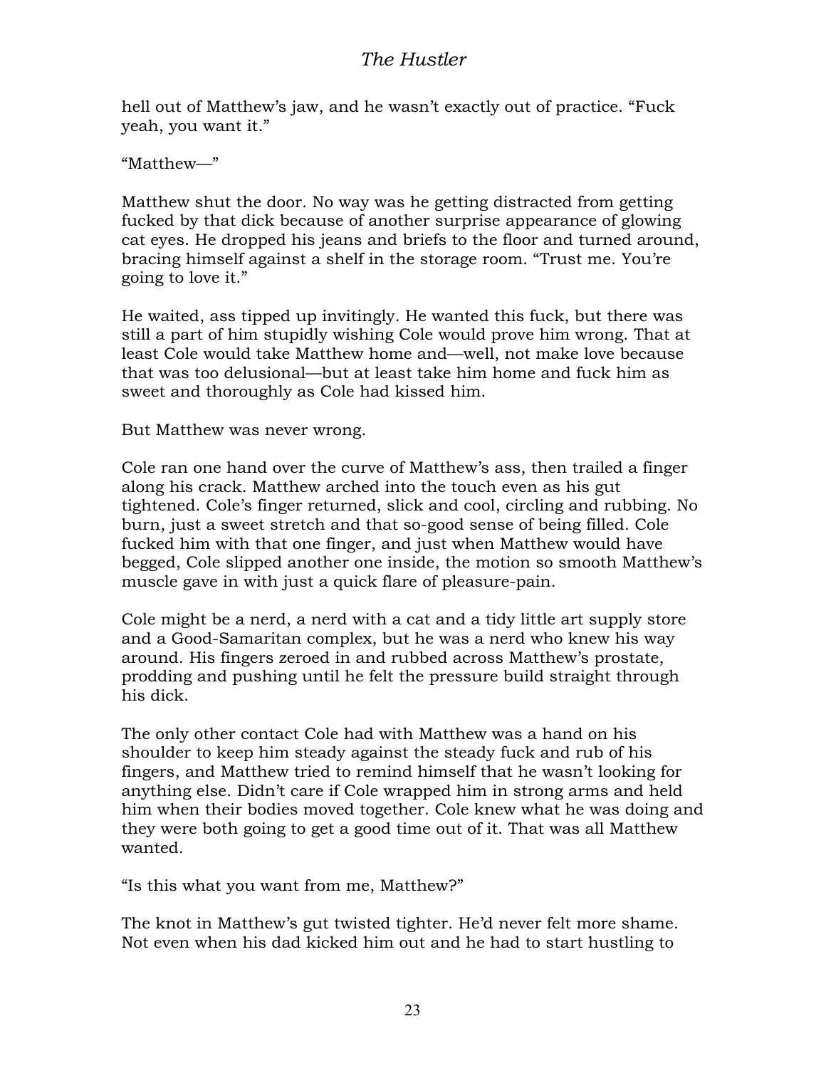hell out of Matthew's jaw, and he wasn't exactly out of practice. "Fuck yeah, you want it."

"Matthew—"

Matthew shut the door. No way was he getting distracted from getting fucked by that dick because of another surprise appearance of glowing cat eyes. He dropped his jeans and briefs to the floor and turned around, bracing himself against a shelf in the storage room. "Trust me. You're going to love it."

He waited, ass tipped up invitingly. He wanted this fuck, but there was still a part of him stupidly wishing Cole would prove him wrong. That at least Cole would take Matthew home and—well, not make love because that was too delusional—but at least take him home and fuck him as sweet and thoroughly as Cole had kissed him.

But Matthew was never wrong.

Cole ran one hand over the curve of Matthew's ass, then trailed a finger along his crack. Matthew arched into the touch even as his gut tightened. Cole's finger returned, slick and cool, circling and rubbing. No burn, just a sweet stretch and that so-good sense of being filled. Cole fucked him with that one finger, and just when Matthew would have begged, Cole slipped another one inside, the motion so smooth Matthew's muscle gave in with just a quick flare of pleasure-pain.

Cole might be a nerd, a nerd with a cat and a tidy little art supply store and a Good-Samaritan complex, but he was a nerd who knew his way around. His fingers zeroed in and rubbed across Matthew's prostate, prodding and pushing until he felt the pressure build straight through his dick.

The only other contact Cole had with Matthew was a hand on his shoulder to keep him steady against the steady fuck and rub of his fingers, and Matthew tried to remind himself that he wasn't looking for anything else. Didn't care if Cole wrapped him in strong arms and held him when their bodies moved together. Cole knew what he was doing and they were both going to get a good time out of it. That was all Matthew wanted.

"Is this what you want from me, Matthew?"

The knot in Matthew's gut twisted tighter. He'd never felt more shame. Not even when his dad kicked him out and he had to start hustling to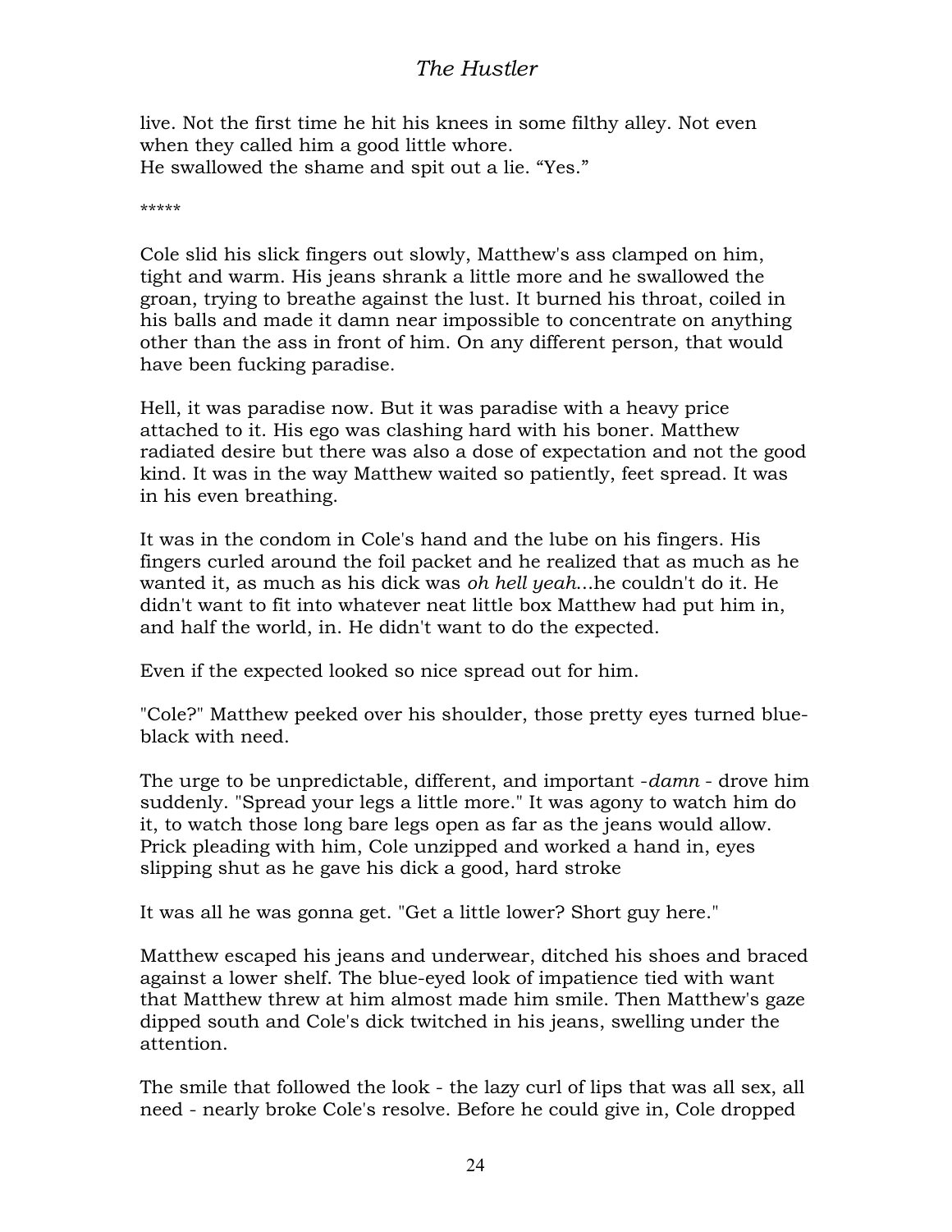live. Not the first time he hit his knees in some filthy alley. Not even when they called him a good little whore.
He swallowed the shame and spit out a lie. "Yes."

*****

Cole slid his slick fingers out slowly, Matthew's ass clamped on him, tight and warm. His jeans shrank a little more and he swallowed the groan, trying to breathe against the lust. It burned his throat, coiled in his balls and made it damn near impossible to concentrate on anything other than the ass in front of him. On any different person, that would have been fucking paradise.

Hell, it was paradise now. But it was paradise with a heavy price attached to it. His ego was clashing hard with his boner. Matthew radiated desire but there was also a dose of expectation and not the good kind. It was in the way Matthew waited so patiently, feet spread. It was in his even breathing.

It was in the condom in Cole's hand and the lube on his fingers. His fingers curled around the foil packet and he realized that as much as he wanted it, as much as his dick was *oh hell yeah*...he couldn't do it. He didn't want to fit into whatever neat little box Matthew had put him in, and half the world, in. He didn't want to do the expected.

Even if the expected looked so nice spread out for him.

"Cole?" Matthew peeked over his shoulder, those pretty eyes turned blue-black with need.

The urge to be unpredictable, different, and important -*damn* - drove him suddenly. "Spread your legs a little more." It was agony to watch him do it, to watch those long bare legs open as far as the jeans would allow. Prick pleading with him, Cole unzipped and worked a hand in, eyes slipping shut as he gave his dick a good, hard stroke

It was all he was gonna get. "Get a little lower? Short guy here."

Matthew escaped his jeans and underwear, ditched his shoes and braced against a lower shelf. The blue-eyed look of impatience tied with want that Matthew threw at him almost made him smile. Then Matthew's gaze dipped south and Cole's dick twitched in his jeans, swelling under the attention.

The smile that followed the look - the lazy curl of lips that was all sex, all need - nearly broke Cole's resolve. Before he could give in, Cole dropped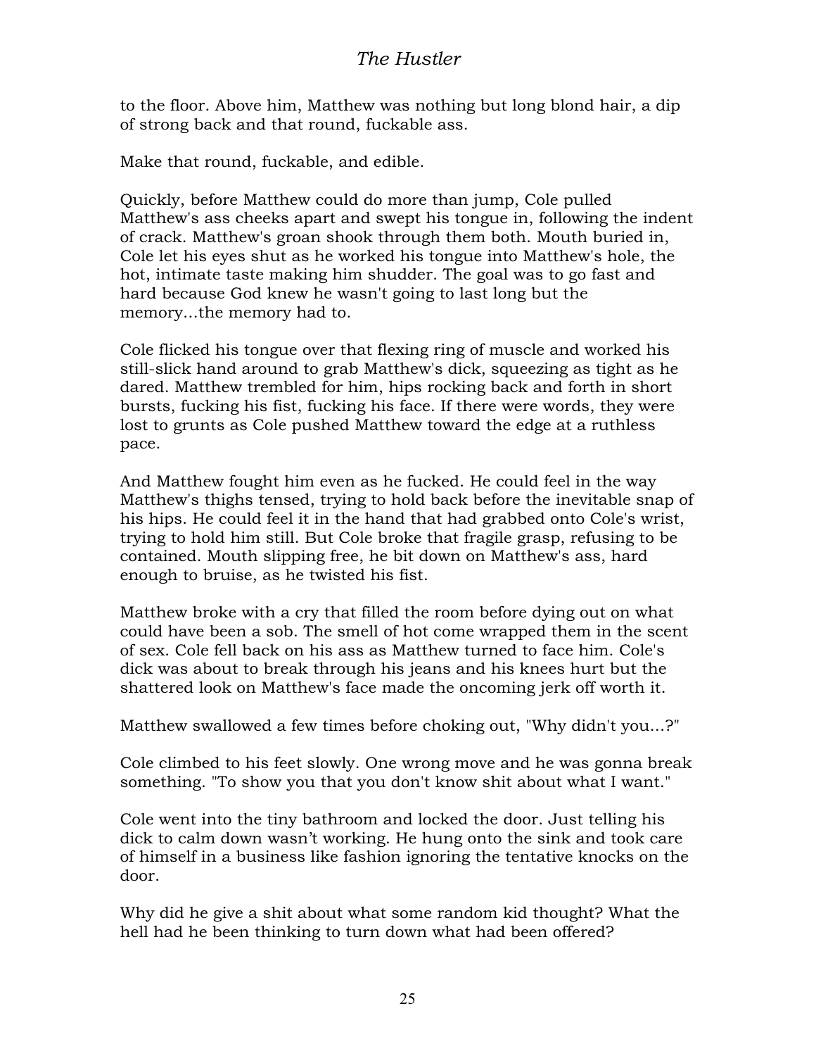to the floor. Above him, Matthew was nothing but long blond hair, a dip of strong back and that round, fuckable ass.

Make that round, fuckable, and edible.

Quickly, before Matthew could do more than jump, Cole pulled Matthew's ass cheeks apart and swept his tongue in, following the indent of crack. Matthew's groan shook through them both. Mouth buried in, Cole let his eyes shut as he worked his tongue into Matthew's hole, the hot, intimate taste making him shudder. The goal was to go fast and hard because God knew he wasn't going to last long but the memory...the memory had to.

Cole flicked his tongue over that flexing ring of muscle and worked his still-slick hand around to grab Matthew's dick, squeezing as tight as he dared. Matthew trembled for him, hips rocking back and forth in short bursts, fucking his fist, fucking his face. If there were words, they were lost to grunts as Cole pushed Matthew toward the edge at a ruthless pace.

And Matthew fought him even as he fucked. He could feel in the way Matthew's thighs tensed, trying to hold back before the inevitable snap of his hips. He could feel it in the hand that had grabbed onto Cole's wrist, trying to hold him still. But Cole broke that fragile grasp, refusing to be contained. Mouth slipping free, he bit down on Matthew's ass, hard enough to bruise, as he twisted his fist.

Matthew broke with a cry that filled the room before dying out on what could have been a sob. The smell of hot come wrapped them in the scent of sex. Cole fell back on his ass as Matthew turned to face him. Cole's dick was about to break through his jeans and his knees hurt but the shattered look on Matthew's face made the oncoming jerk off worth it.

Matthew swallowed a few times before choking out, "Why didn't you...?"

Cole climbed to his feet slowly. One wrong move and he was gonna break something. "To show you that you don't know shit about what I want."

Cole went into the tiny bathroom and locked the door. Just telling his dick to calm down wasn't working. He hung onto the sink and took care of himself in a business like fashion ignoring the tentative knocks on the door.

Why did he give a shit about what some random kid thought? What the hell had he been thinking to turn down what had been offered?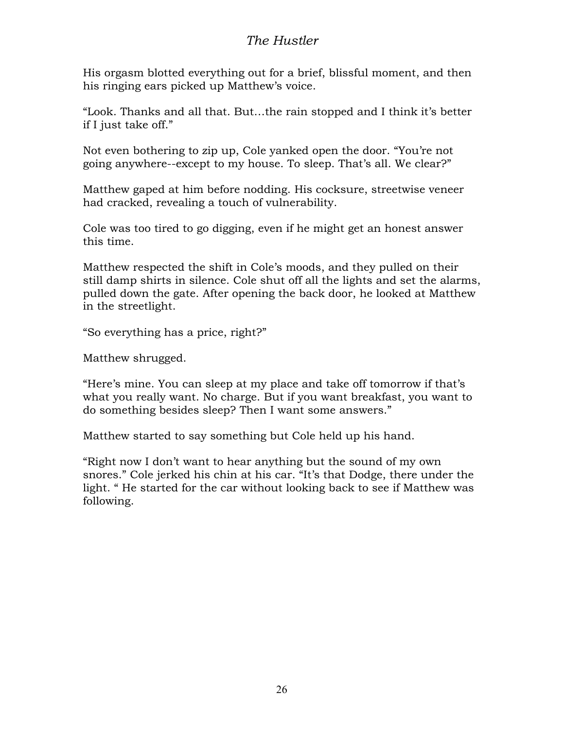His orgasm blotted everything out for a brief, blissful moment, and then his ringing ears picked up Matthew's voice.

"Look. Thanks and all that. But…the rain stopped and I think it's better if I just take off."

Not even bothering to zip up, Cole yanked open the door. "You're not going anywhere--except to my house. To sleep. That's all. We clear?"

Matthew gaped at him before nodding. His cocksure, streetwise veneer had cracked, revealing a touch of vulnerability.

Cole was too tired to go digging, even if he might get an honest answer this time.

Matthew respected the shift in Cole's moods, and they pulled on their still damp shirts in silence. Cole shut off all the lights and set the alarms, pulled down the gate. After opening the back door, he looked at Matthew in the streetlight.

"So everything has a price, right?"

Matthew shrugged.

"Here's mine. You can sleep at my place and take off tomorrow if that's what you really want. No charge. But if you want breakfast, you want to do something besides sleep? Then I want some answers."

Matthew started to say something but Cole held up his hand.

"Right now I don't want to hear anything but the sound of my own snores." Cole jerked his chin at his car. "It's that Dodge, there under the light. " He started for the car without looking back to see if Matthew was following.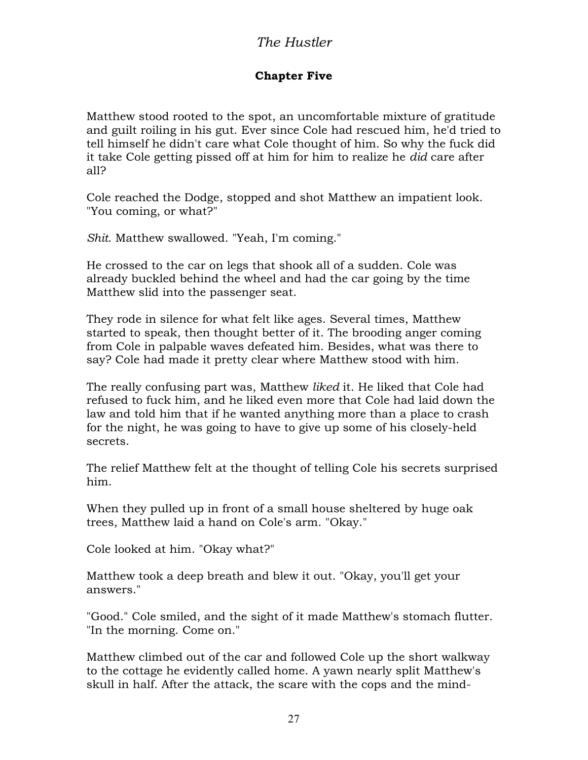## Chapter Five

Matthew stood rooted to the spot, an uncomfortable mixture of gratitude and guilt roiling in his gut. Ever since Cole had rescued him, he'd tried to tell himself he didn't care what Cole thought of him. So why the fuck did it take Cole getting pissed off at him for him to realize he *did* care after all?

Cole reached the Dodge, stopped and shot Matthew an impatient look. "You coming, or what?"

*Shit*. Matthew swallowed. "Yeah, I'm coming."

He crossed to the car on legs that shook all of a sudden. Cole was already buckled behind the wheel and had the car going by the time Matthew slid into the passenger seat.

They rode in silence for what felt like ages. Several times, Matthew started to speak, then thought better of it. The brooding anger coming from Cole in palpable waves defeated him. Besides, what was there to say? Cole had made it pretty clear where Matthew stood with him.

The really confusing part was, Matthew *liked* it. He liked that Cole had refused to fuck him, and he liked even more that Cole had laid down the law and told him that if he wanted anything more than a place to crash for the night, he was going to have to give up some of his closely-held secrets.

The relief Matthew felt at the thought of telling Cole his secrets surprised him.

When they pulled up in front of a small house sheltered by huge oak trees, Matthew laid a hand on Cole's arm. "Okay."

Cole looked at him. "Okay what?"

Matthew took a deep breath and blew it out. "Okay, you'll get your answers."

"Good." Cole smiled, and the sight of it made Matthew's stomach flutter. "In the morning. Come on."

Matthew climbed out of the car and followed Cole up the short walkway to the cottage he evidently called home. A yawn nearly split Matthew's skull in half. After the attack, the scare with the cops and the mind-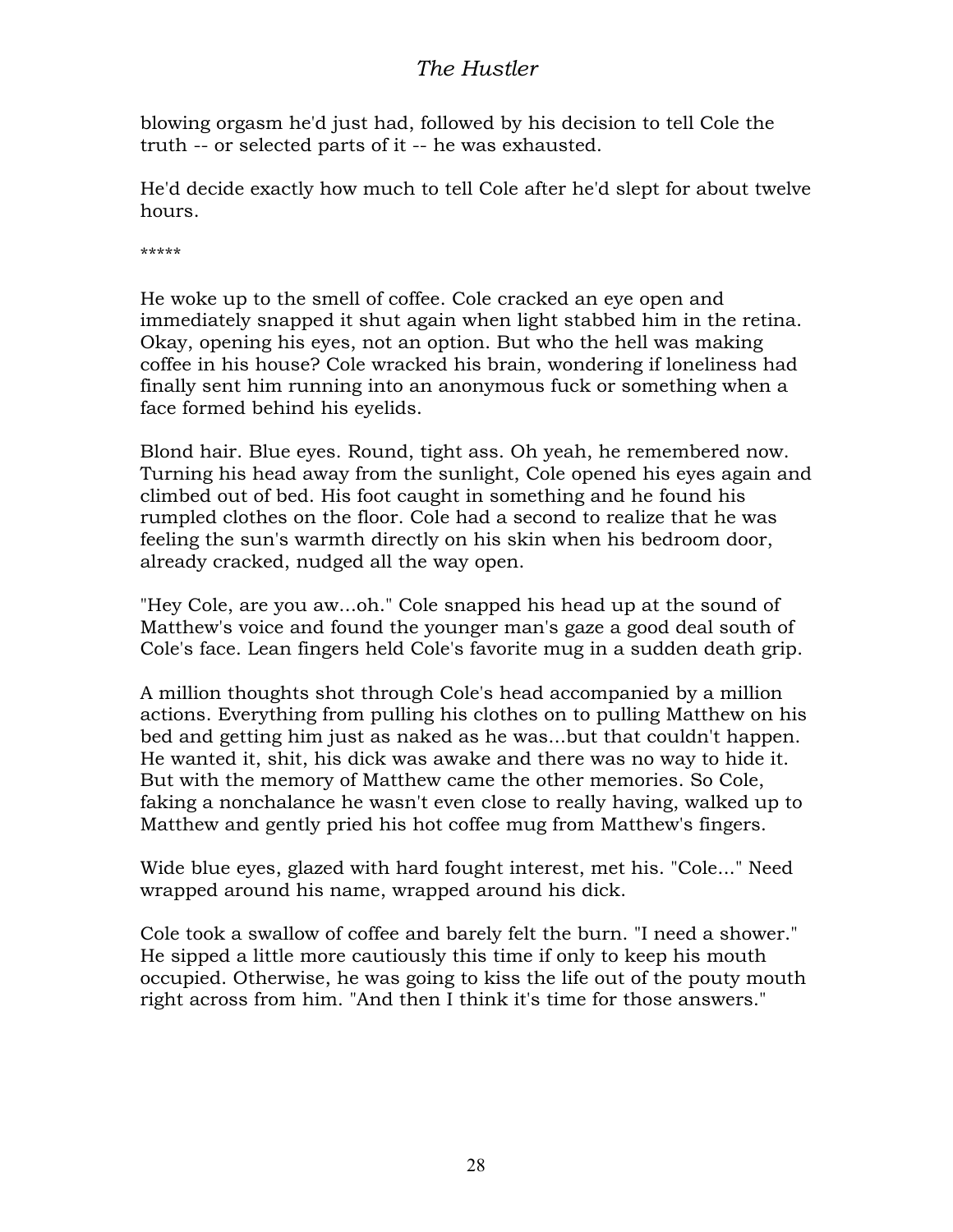blowing orgasm he'd just had, followed by his decision to tell Cole the truth -- or selected parts of it -- he was exhausted.

He'd decide exactly how much to tell Cole after he'd slept for about twelve hours.

*****

He woke up to the smell of coffee. Cole cracked an eye open and immediately snapped it shut again when light stabbed him in the retina. Okay, opening his eyes, not an option. But who the hell was making coffee in his house? Cole wracked his brain, wondering if loneliness had finally sent him running into an anonymous fuck or something when a face formed behind his eyelids.

Blond hair. Blue eyes. Round, tight ass. Oh yeah, he remembered now. Turning his head away from the sunlight, Cole opened his eyes again and climbed out of bed. His foot caught in something and he found his rumpled clothes on the floor. Cole had a second to realize that he was feeling the sun's warmth directly on his skin when his bedroom door, already cracked, nudged all the way open.

"Hey Cole, are you aw...oh." Cole snapped his head up at the sound of Matthew's voice and found the younger man's gaze a good deal south of Cole's face. Lean fingers held Cole's favorite mug in a sudden death grip.

A million thoughts shot through Cole's head accompanied by a million actions. Everything from pulling his clothes on to pulling Matthew on his bed and getting him just as naked as he was...but that couldn't happen. He wanted it, shit, his dick was awake and there was no way to hide it. But with the memory of Matthew came the other memories. So Cole, faking a nonchalance he wasn't even close to really having, walked up to Matthew and gently pried his hot coffee mug from Matthew's fingers.

Wide blue eyes, glazed with hard fought interest, met his. "Cole..." Need wrapped around his name, wrapped around his dick.

Cole took a swallow of coffee and barely felt the burn. "I need a shower." He sipped a little more cautiously this time if only to keep his mouth occupied. Otherwise, he was going to kiss the life out of the pouty mouth right across from him. "And then I think it's time for those answers."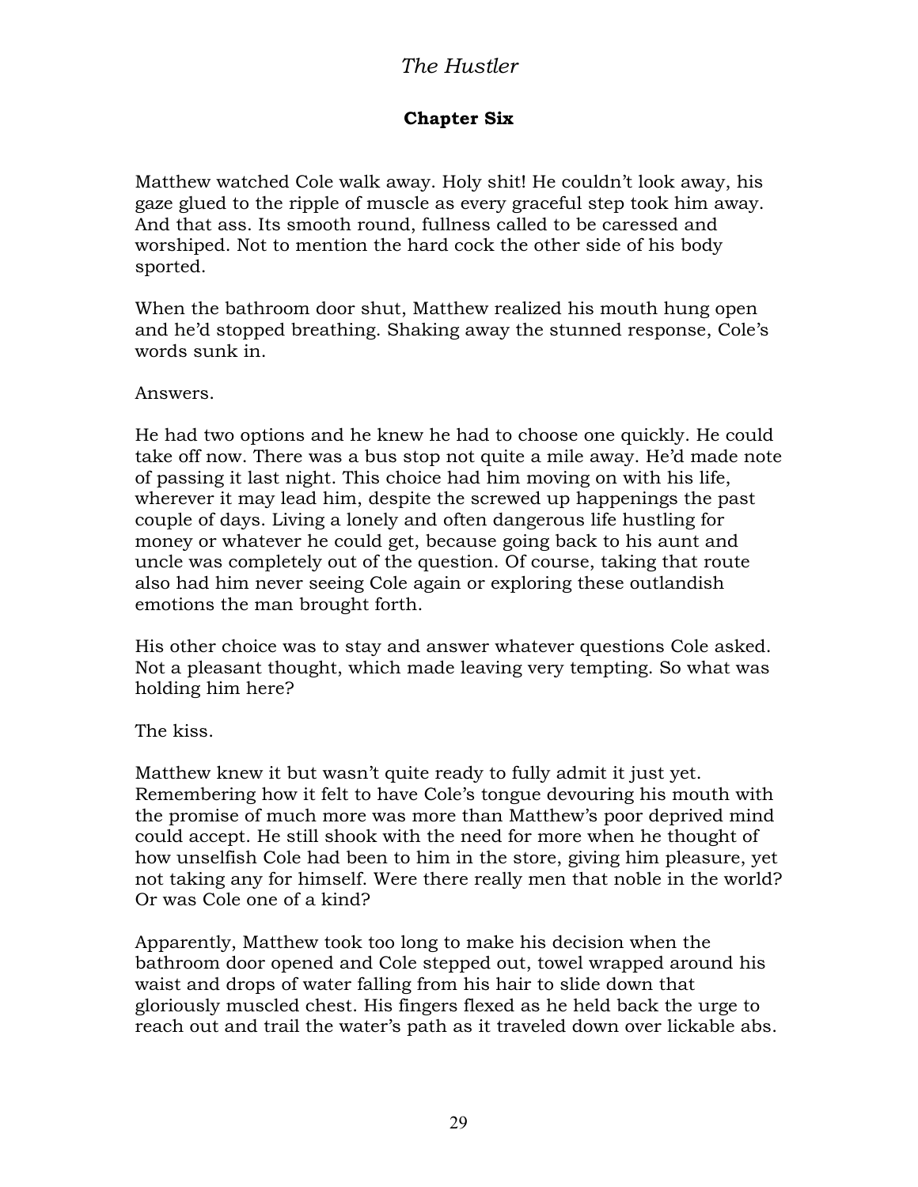## Chapter Six

Matthew watched Cole walk away. Holy shit! He couldn't look away, his gaze glued to the ripple of muscle as every graceful step took him away. And that ass. Its smooth round, fullness called to be caressed and worshiped. Not to mention the hard cock the other side of his body sported.

When the bathroom door shut, Matthew realized his mouth hung open and he'd stopped breathing. Shaking away the stunned response, Cole's words sunk in.

Answers.

He had two options and he knew he had to choose one quickly. He could take off now. There was a bus stop not quite a mile away. He'd made note of passing it last night. This choice had him moving on with his life, wherever it may lead him, despite the screwed up happenings the past couple of days. Living a lonely and often dangerous life hustling for money or whatever he could get, because going back to his aunt and uncle was completely out of the question. Of course, taking that route also had him never seeing Cole again or exploring these outlandish emotions the man brought forth.

His other choice was to stay and answer whatever questions Cole asked. Not a pleasant thought, which made leaving very tempting. So what was holding him here?

The kiss.

Matthew knew it but wasn't quite ready to fully admit it just yet. Remembering how it felt to have Cole's tongue devouring his mouth with the promise of much more was more than Matthew's poor deprived mind could accept. He still shook with the need for more when he thought of how unselfish Cole had been to him in the store, giving him pleasure, yet not taking any for himself. Were there really men that noble in the world? Or was Cole one of a kind?

Apparently, Matthew took too long to make his decision when the bathroom door opened and Cole stepped out, towel wrapped around his waist and drops of water falling from his hair to slide down that gloriously muscled chest. His fingers flexed as he held back the urge to reach out and trail the water's path as it traveled down over lickable abs.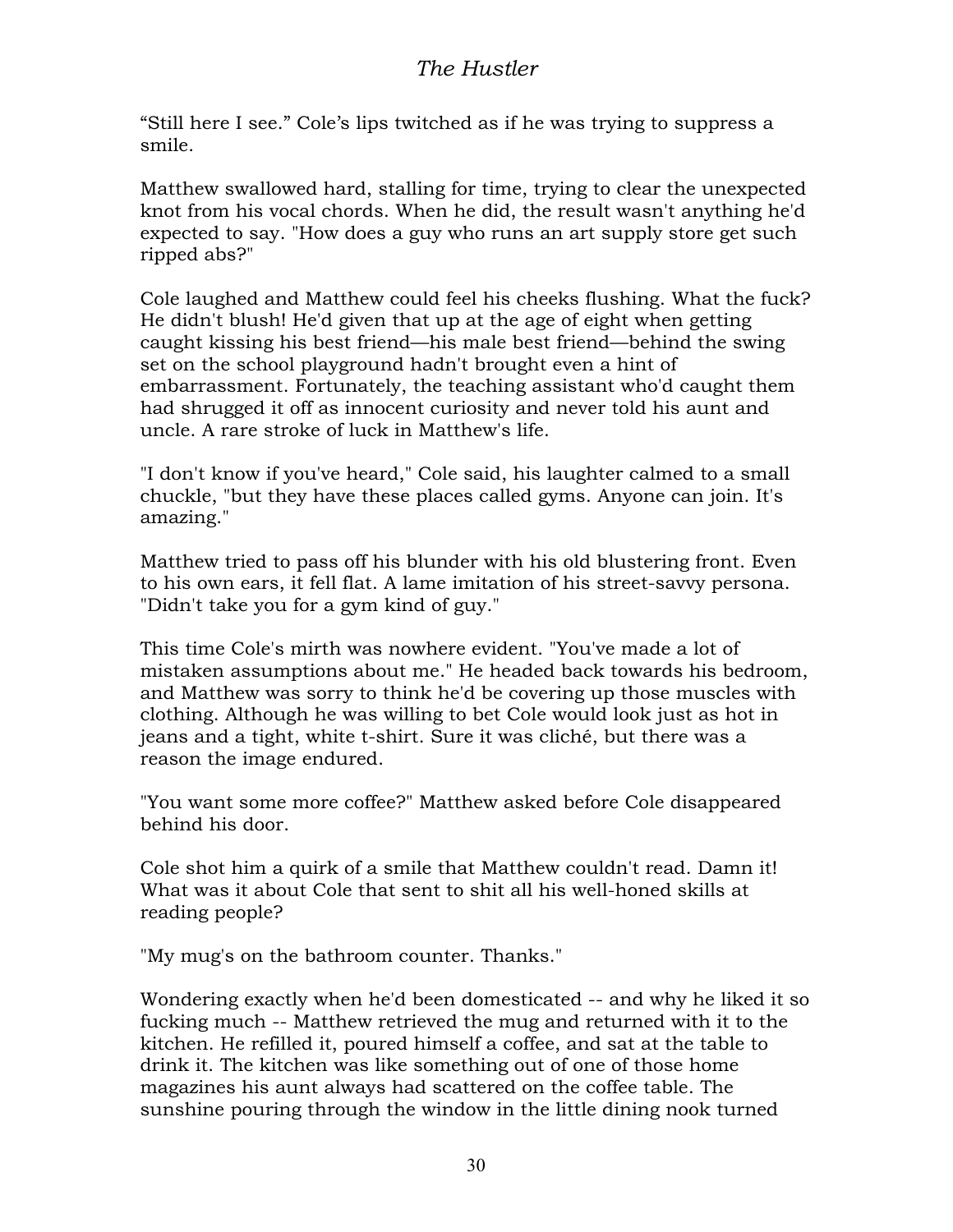"Still here I see." Cole's lips twitched as if he was trying to suppress a smile.

Matthew swallowed hard, stalling for time, trying to clear the unexpected knot from his vocal chords. When he did, the result wasn't anything he'd expected to say. "How does a guy who runs an art supply store get such ripped abs?"

Cole laughed and Matthew could feel his cheeks flushing. What the fuck? He didn't blush! He'd given that up at the age of eight when getting caught kissing his best friend—his male best friend—behind the swing set on the school playground hadn't brought even a hint of embarrassment. Fortunately, the teaching assistant who'd caught them had shrugged it off as innocent curiosity and never told his aunt and uncle. A rare stroke of luck in Matthew's life.

"I don't know if you've heard," Cole said, his laughter calmed to a small chuckle, "but they have these places called gyms. Anyone can join. It's amazing."

Matthew tried to pass off his blunder with his old blustering front. Even to his own ears, it fell flat. A lame imitation of his street-savvy persona. "Didn't take you for a gym kind of guy."

This time Cole's mirth was nowhere evident. "You've made a lot of mistaken assumptions about me." He headed back towards his bedroom, and Matthew was sorry to think he'd be covering up those muscles with clothing. Although he was willing to bet Cole would look just as hot in jeans and a tight, white t-shirt. Sure it was cliché, but there was a reason the image endured.

"You want some more coffee?" Matthew asked before Cole disappeared behind his door.

Cole shot him a quirk of a smile that Matthew couldn't read. Damn it! What was it about Cole that sent to shit all his well-honed skills at reading people?

"My mug's on the bathroom counter. Thanks."

Wondering exactly when he'd been domesticated -- and why he liked it so fucking much -- Matthew retrieved the mug and returned with it to the kitchen. He refilled it, poured himself a coffee, and sat at the table to drink it. The kitchen was like something out of one of those home magazines his aunt always had scattered on the coffee table. The sunshine pouring through the window in the little dining nook turned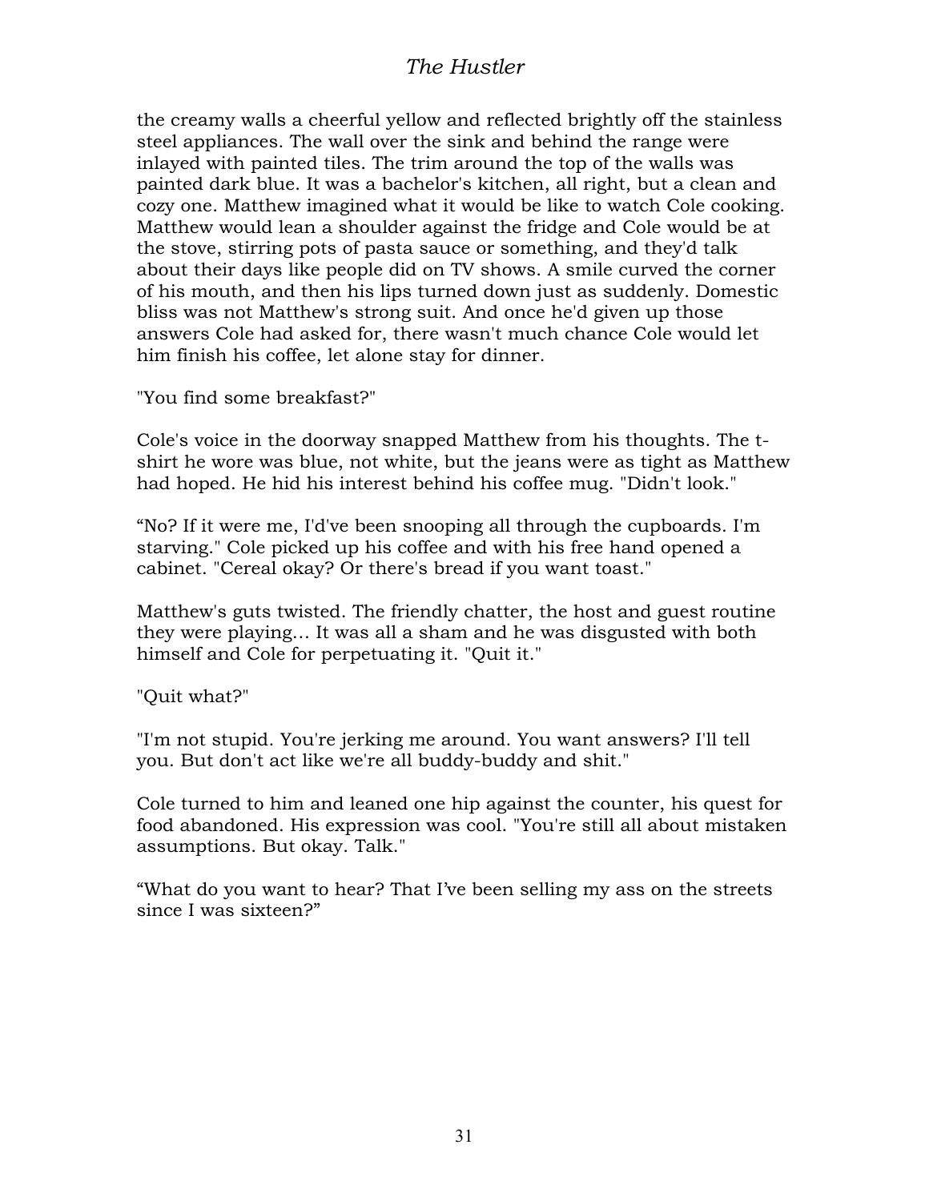the creamy walls a cheerful yellow and reflected brightly off the stainless steel appliances. The wall over the sink and behind the range were inlayed with painted tiles. The trim around the top of the walls was painted dark blue. It was a bachelor's kitchen, all right, but a clean and cozy one. Matthew imagined what it would be like to watch Cole cooking. Matthew would lean a shoulder against the fridge and Cole would be at the stove, stirring pots of pasta sauce or something, and they'd talk about their days like people did on TV shows. A smile curved the corner of his mouth, and then his lips turned down just as suddenly. Domestic bliss was not Matthew's strong suit. And once he'd given up those answers Cole had asked for, there wasn't much chance Cole would let him finish his coffee, let alone stay for dinner.

"You find some breakfast?"

Cole's voice in the doorway snapped Matthew from his thoughts. The t-shirt he wore was blue, not white, but the jeans were as tight as Matthew had hoped. He hid his interest behind his coffee mug. "Didn't look."

"No? If it were me, I'd've been snooping all through the cupboards. I'm starving." Cole picked up his coffee and with his free hand opened a cabinet. "Cereal okay? Or there's bread if you want toast."

Matthew's guts twisted. The friendly chatter, the host and guest routine they were playing… It was all a sham and he was disgusted with both himself and Cole for perpetuating it. "Quit it."

"Quit what?"

"I'm not stupid. You're jerking me around. You want answers? I'll tell you. But don't act like we're all buddy-buddy and shit."

Cole turned to him and leaned one hip against the counter, his quest for food abandoned. His expression was cool. "You're still all about mistaken assumptions. But okay. Talk."

"What do you want to hear? That I've been selling my ass on the streets since I was sixteen?"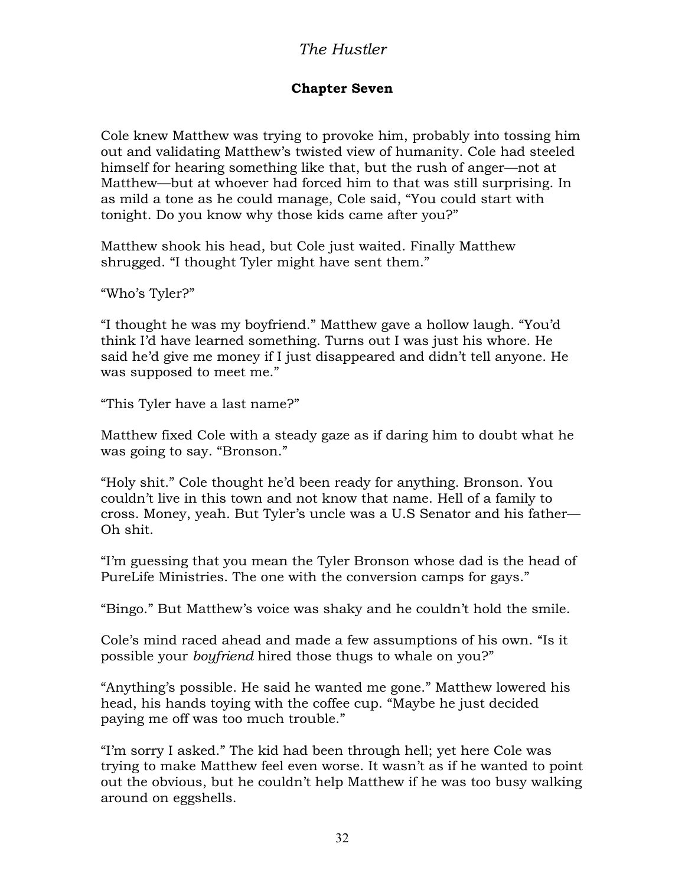## Chapter Seven

Cole knew Matthew was trying to provoke him, probably into tossing him out and validating Matthew's twisted view of humanity. Cole had steeled himself for hearing something like that, but the rush of anger—not at Matthew—but at whoever had forced him to that was still surprising. In as mild a tone as he could manage, Cole said, "You could start with tonight. Do you know why those kids came after you?"

Matthew shook his head, but Cole just waited. Finally Matthew shrugged. "I thought Tyler might have sent them."

"Who's Tyler?"

"I thought he was my boyfriend." Matthew gave a hollow laugh. "You'd think I'd have learned something. Turns out I was just his whore. He said he'd give me money if I just disappeared and didn't tell anyone. He was supposed to meet me."

"This Tyler have a last name?"

Matthew fixed Cole with a steady gaze as if daring him to doubt what he was going to say. "Bronson."

"Holy shit." Cole thought he'd been ready for anything. Bronson. You couldn't live in this town and not know that name. Hell of a family to cross. Money, yeah. But Tyler's uncle was a U.S Senator and his father—Oh shit.

"I'm guessing that you mean the Tyler Bronson whose dad is the head of PureLife Ministries. The one with the conversion camps for gays."

"Bingo." But Matthew's voice was shaky and he couldn't hold the smile.

Cole's mind raced ahead and made a few assumptions of his own. "Is it possible your *boyfriend* hired those thugs to whale on you?"

"Anything's possible. He said he wanted me gone." Matthew lowered his head, his hands toying with the coffee cup. "Maybe he just decided paying me off was too much trouble."

"I'm sorry I asked." The kid had been through hell; yet here Cole was trying to make Matthew feel even worse. It wasn't as if he wanted to point out the obvious, but he couldn't help Matthew if he was too busy walking around on eggshells.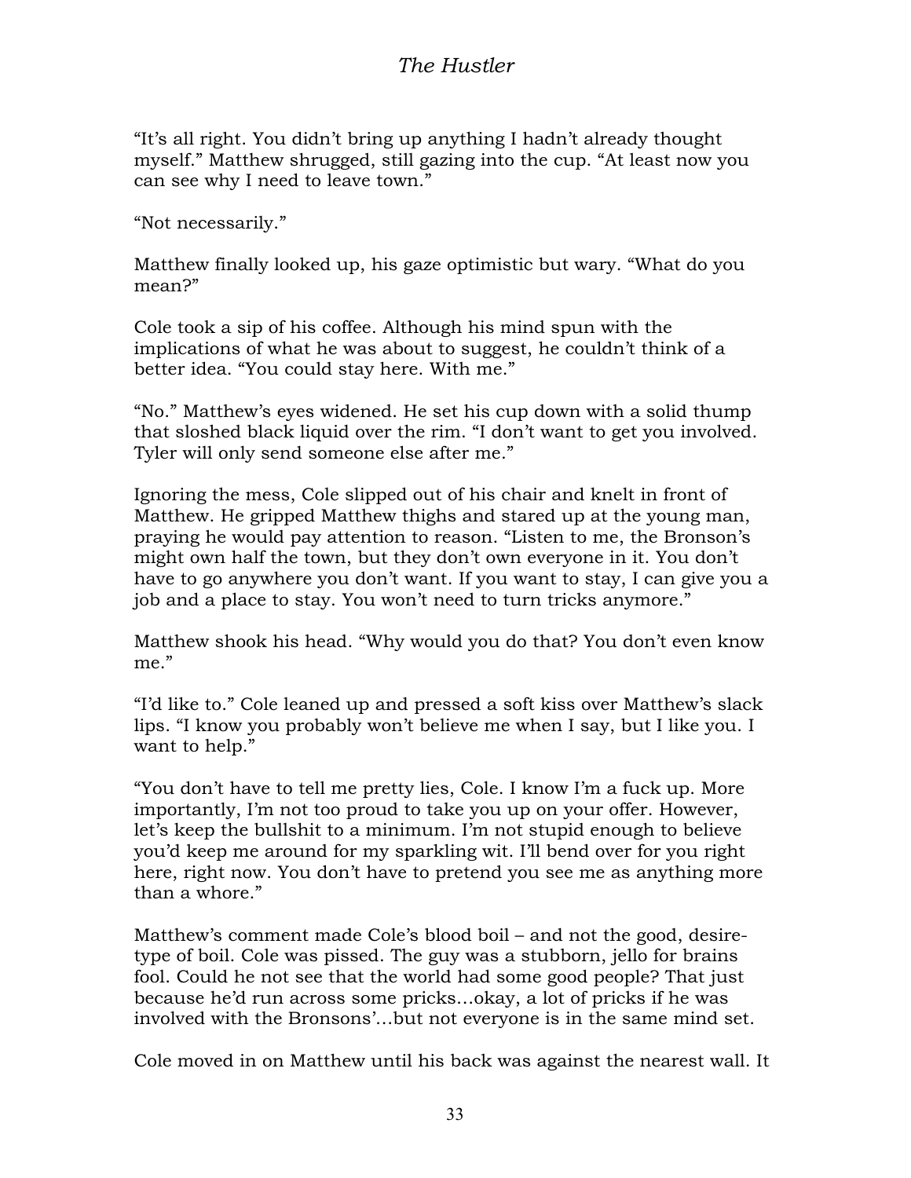"It's all right. You didn't bring up anything I hadn't already thought myself." Matthew shrugged, still gazing into the cup. "At least now you can see why I need to leave town."

"Not necessarily."

Matthew finally looked up, his gaze optimistic but wary. "What do you mean?"

Cole took a sip of his coffee. Although his mind spun with the implications of what he was about to suggest, he couldn't think of a better idea. "You could stay here. With me."

"No." Matthew's eyes widened. He set his cup down with a solid thump that sloshed black liquid over the rim. "I don't want to get you involved. Tyler will only send someone else after me."

Ignoring the mess, Cole slipped out of his chair and knelt in front of Matthew. He gripped Matthew thighs and stared up at the young man, praying he would pay attention to reason. "Listen to me, the Bronson's might own half the town, but they don't own everyone in it. You don't have to go anywhere you don't want. If you want to stay, I can give you a job and a place to stay. You won't need to turn tricks anymore."

Matthew shook his head. "Why would you do that? You don't even know me."

"I'd like to." Cole leaned up and pressed a soft kiss over Matthew's slack lips. "I know you probably won't believe me when I say, but I like you. I want to help."

"You don't have to tell me pretty lies, Cole. I know I'm a fuck up. More importantly, I'm not too proud to take you up on your offer. However, let's keep the bullshit to a minimum. I'm not stupid enough to believe you'd keep me around for my sparkling wit. I'll bend over for you right here, right now. You don't have to pretend you see me as anything more than a whore."

Matthew's comment made Cole's blood boil – and not the good, desire-type of boil. Cole was pissed. The guy was a stubborn, jello for brains fool. Could he not see that the world had some good people? That just because he'd run across some pricks…okay, a lot of pricks if he was involved with the Bronsons'…but not everyone is in the same mind set.

Cole moved in on Matthew until his back was against the nearest wall. It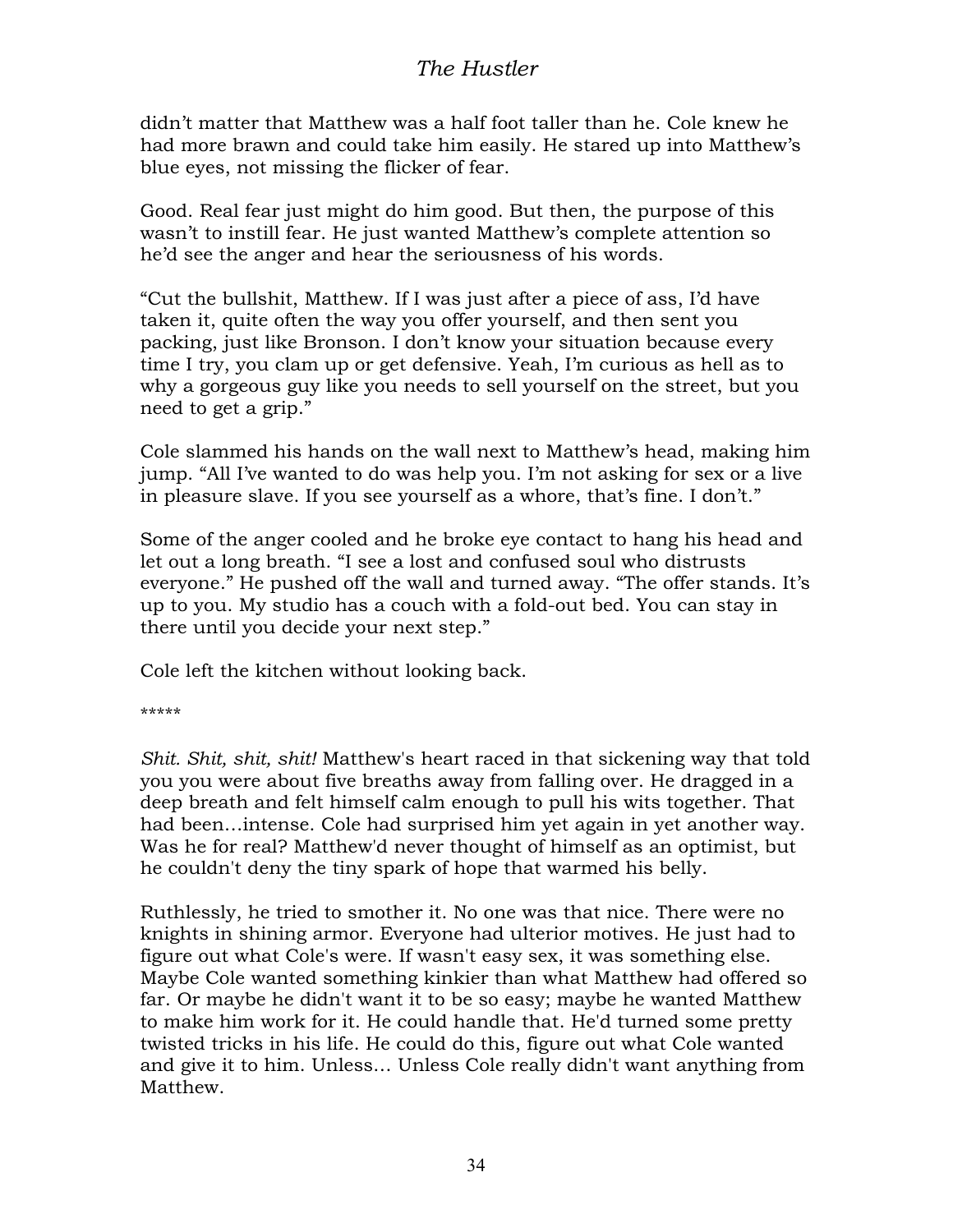didn't matter that Matthew was a half foot taller than he. Cole knew he had more brawn and could take him easily. He stared up into Matthew's blue eyes, not missing the flicker of fear.

Good. Real fear just might do him good. But then, the purpose of this wasn't to instill fear. He just wanted Matthew's complete attention so he'd see the anger and hear the seriousness of his words.

"Cut the bullshit, Matthew. If I was just after a piece of ass, I'd have taken it, quite often the way you offer yourself, and then sent you packing, just like Bronson. I don't know your situation because every time I try, you clam up or get defensive. Yeah, I'm curious as hell as to why a gorgeous guy like you needs to sell yourself on the street, but you need to get a grip."

Cole slammed his hands on the wall next to Matthew's head, making him jump. "All I've wanted to do was help you. I'm not asking for sex or a live in pleasure slave. If you see yourself as a whore, that's fine. I don't."

Some of the anger cooled and he broke eye contact to hang his head and let out a long breath. "I see a lost and confused soul who distrusts everyone." He pushed off the wall and turned away. "The offer stands. It's up to you. My studio has a couch with a fold-out bed. You can stay in there until you decide your next step."

Cole left the kitchen without looking back.

*****

*Shit. Shit, shit, shit!* Matthew's heart raced in that sickening way that told you you were about five breaths away from falling over. He dragged in a deep breath and felt himself calm enough to pull his wits together. That had been…intense. Cole had surprised him yet again in yet another way. Was he for real? Matthew'd never thought of himself as an optimist, but he couldn't deny the tiny spark of hope that warmed his belly.

Ruthlessly, he tried to smother it. No one was that nice. There were no knights in shining armor. Everyone had ulterior motives. He just had to figure out what Cole's were. If wasn't easy sex, it was something else. Maybe Cole wanted something kinkier than what Matthew had offered so far. Or maybe he didn't want it to be so easy; maybe he wanted Matthew to make him work for it. He could handle that. He'd turned some pretty twisted tricks in his life. He could do this, figure out what Cole wanted and give it to him. Unless… Unless Cole really didn't want anything from Matthew.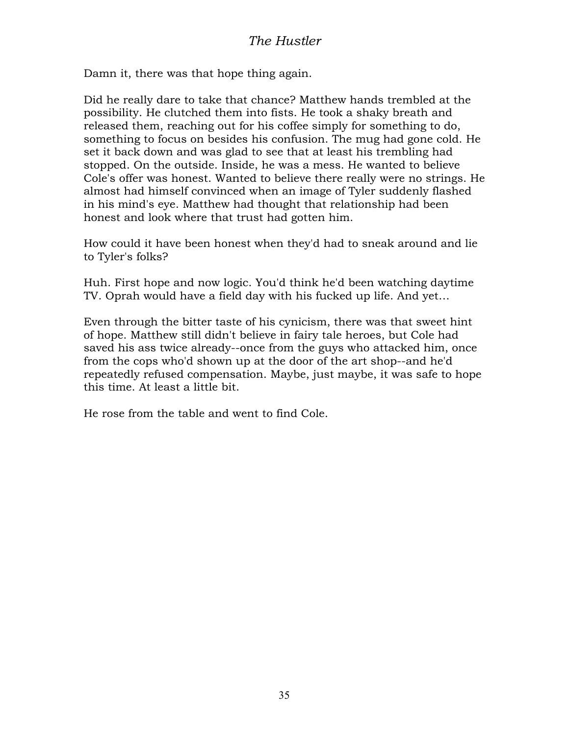Damn it, there was that hope thing again.

Did he really dare to take that chance? Matthew hands trembled at the possibility. He clutched them into fists. He took a shaky breath and released them, reaching out for his coffee simply for something to do, something to focus on besides his confusion. The mug had gone cold. He set it back down and was glad to see that at least his trembling had stopped. On the outside. Inside, he was a mess. He wanted to believe Cole's offer was honest. Wanted to believe there really were no strings. He almost had himself convinced when an image of Tyler suddenly flashed in his mind's eye. Matthew had thought that relationship had been honest and look where that trust had gotten him.

How could it have been honest when they'd had to sneak around and lie to Tyler's folks?

Huh. First hope and now logic. You'd think he'd been watching daytime TV. Oprah would have a field day with his fucked up life. And yet…

Even through the bitter taste of his cynicism, there was that sweet hint of hope. Matthew still didn't believe in fairy tale heroes, but Cole had saved his ass twice already--once from the guys who attacked him, once from the cops who'd shown up at the door of the art shop--and he'd repeatedly refused compensation. Maybe, just maybe, it was safe to hope this time. At least a little bit.

He rose from the table and went to find Cole.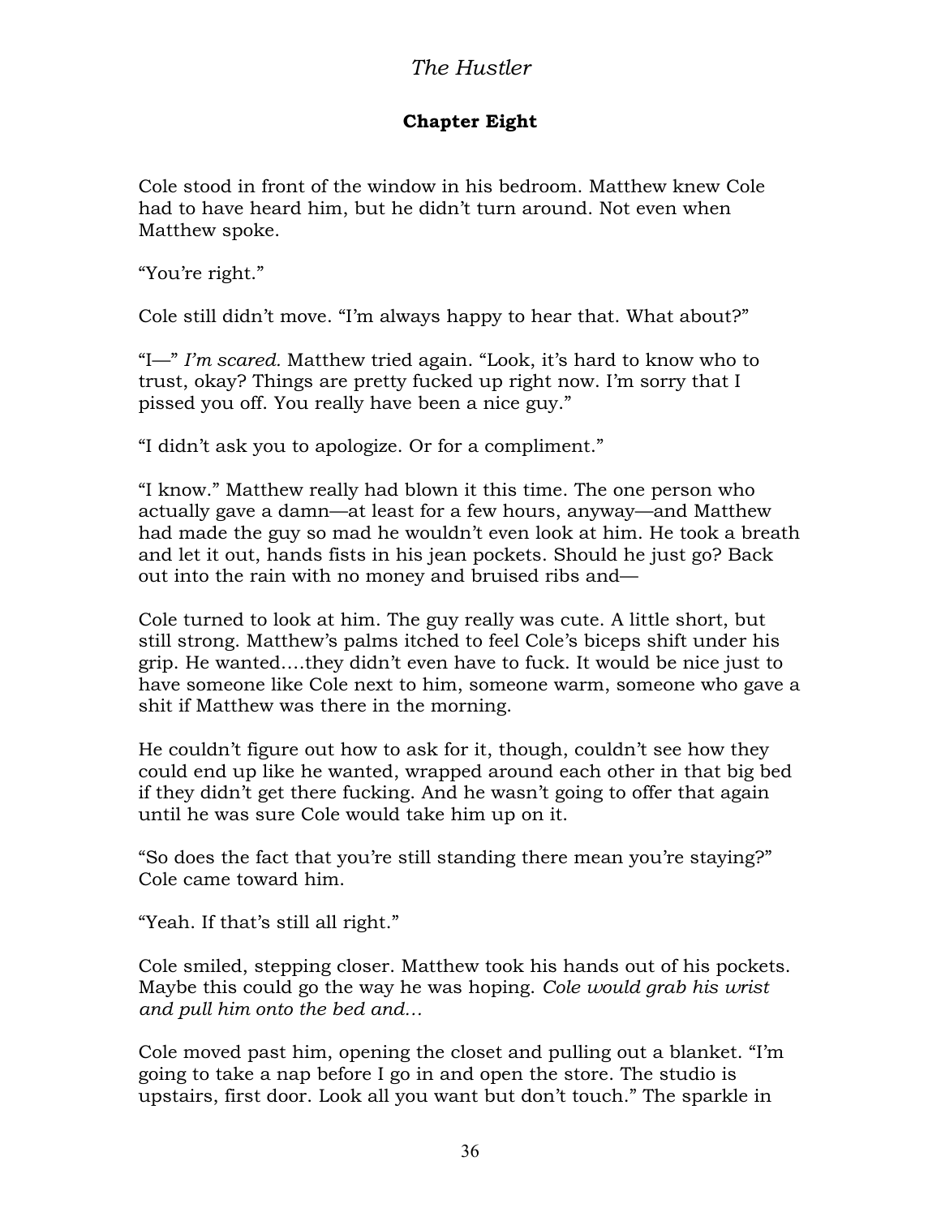## Chapter Eight

Cole stood in front of the window in his bedroom. Matthew knew Cole had to have heard him, but he didn't turn around. Not even when Matthew spoke.

"You're right."

Cole still didn't move. "I'm always happy to hear that. What about?"

"I—" *I'm scared.* Matthew tried again. "Look, it's hard to know who to trust, okay? Things are pretty fucked up right now. I'm sorry that I pissed you off. You really have been a nice guy."

"I didn't ask you to apologize. Or for a compliment."

"I know." Matthew really had blown it this time. The one person who actually gave a damn—at least for a few hours, anyway—and Matthew had made the guy so mad he wouldn't even look at him. He took a breath and let it out, hands fists in his jean pockets. Should he just go? Back out into the rain with no money and bruised ribs and—

Cole turned to look at him. The guy really was cute. A little short, but still strong. Matthew's palms itched to feel Cole's biceps shift under his grip. He wanted….they didn't even have to fuck. It would be nice just to have someone like Cole next to him, someone warm, someone who gave a shit if Matthew was there in the morning.

He couldn't figure out how to ask for it, though, couldn't see how they could end up like he wanted, wrapped around each other in that big bed if they didn't get there fucking. And he wasn't going to offer that again until he was sure Cole would take him up on it.

"So does the fact that you're still standing there mean you're staying?" Cole came toward him.

"Yeah. If that's still all right."

Cole smiled, stepping closer. Matthew took his hands out of his pockets. Maybe this could go the way he was hoping. *Cole would grab his wrist and pull him onto the bed and…*

Cole moved past him, opening the closet and pulling out a blanket. "I'm going to take a nap before I go in and open the store. The studio is upstairs, first door. Look all you want but don't touch." The sparkle in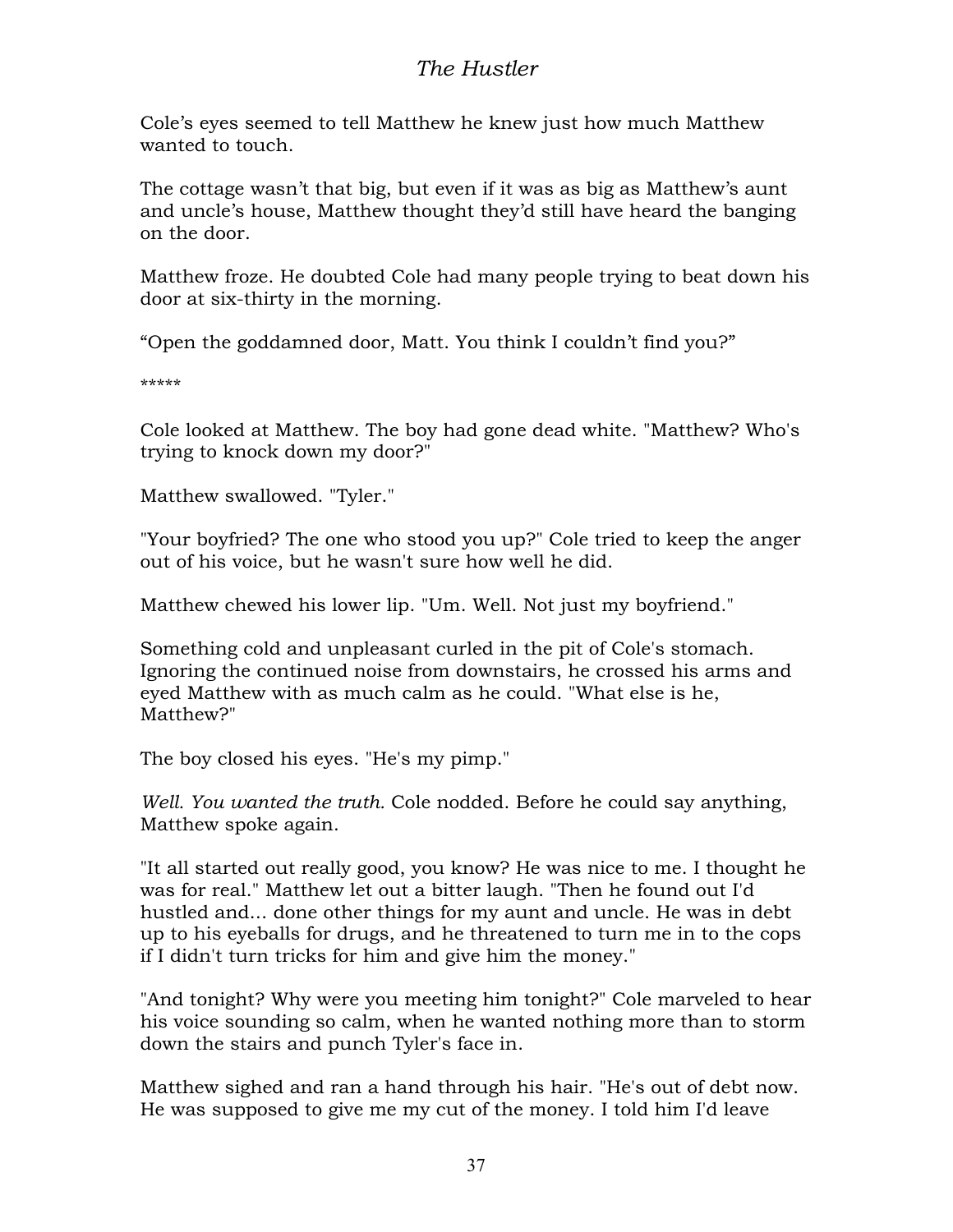Cole's eyes seemed to tell Matthew he knew just how much Matthew wanted to touch.

The cottage wasn't that big, but even if it was as big as Matthew's aunt and uncle's house, Matthew thought they'd still have heard the banging on the door.

Matthew froze. He doubted Cole had many people trying to beat down his door at six-thirty in the morning.

"Open the goddamned door, Matt. You think I couldn't find you?"

*****

Cole looked at Matthew. The boy had gone dead white. "Matthew? Who's trying to knock down my door?"

Matthew swallowed. "Tyler."

"Your boyfried? The one who stood you up?" Cole tried to keep the anger out of his voice, but he wasn't sure how well he did.

Matthew chewed his lower lip. "Um. Well. Not just my boyfriend."

Something cold and unpleasant curled in the pit of Cole's stomach. Ignoring the continued noise from downstairs, he crossed his arms and eyed Matthew with as much calm as he could. "What else is he, Matthew?"

The boy closed his eyes. "He's my pimp."

*Well. You wanted the truth.* Cole nodded. Before he could say anything, Matthew spoke again.

"It all started out really good, you know? He was nice to me. I thought he was for real." Matthew let out a bitter laugh. "Then he found out I'd hustled and... done other things for my aunt and uncle. He was in debt up to his eyeballs for drugs, and he threatened to turn me in to the cops if I didn't turn tricks for him and give him the money."

"And tonight? Why were you meeting him tonight?" Cole marveled to hear his voice sounding so calm, when he wanted nothing more than to storm down the stairs and punch Tyler's face in.

Matthew sighed and ran a hand through his hair. "He's out of debt now. He was supposed to give me my cut of the money. I told him I'd leave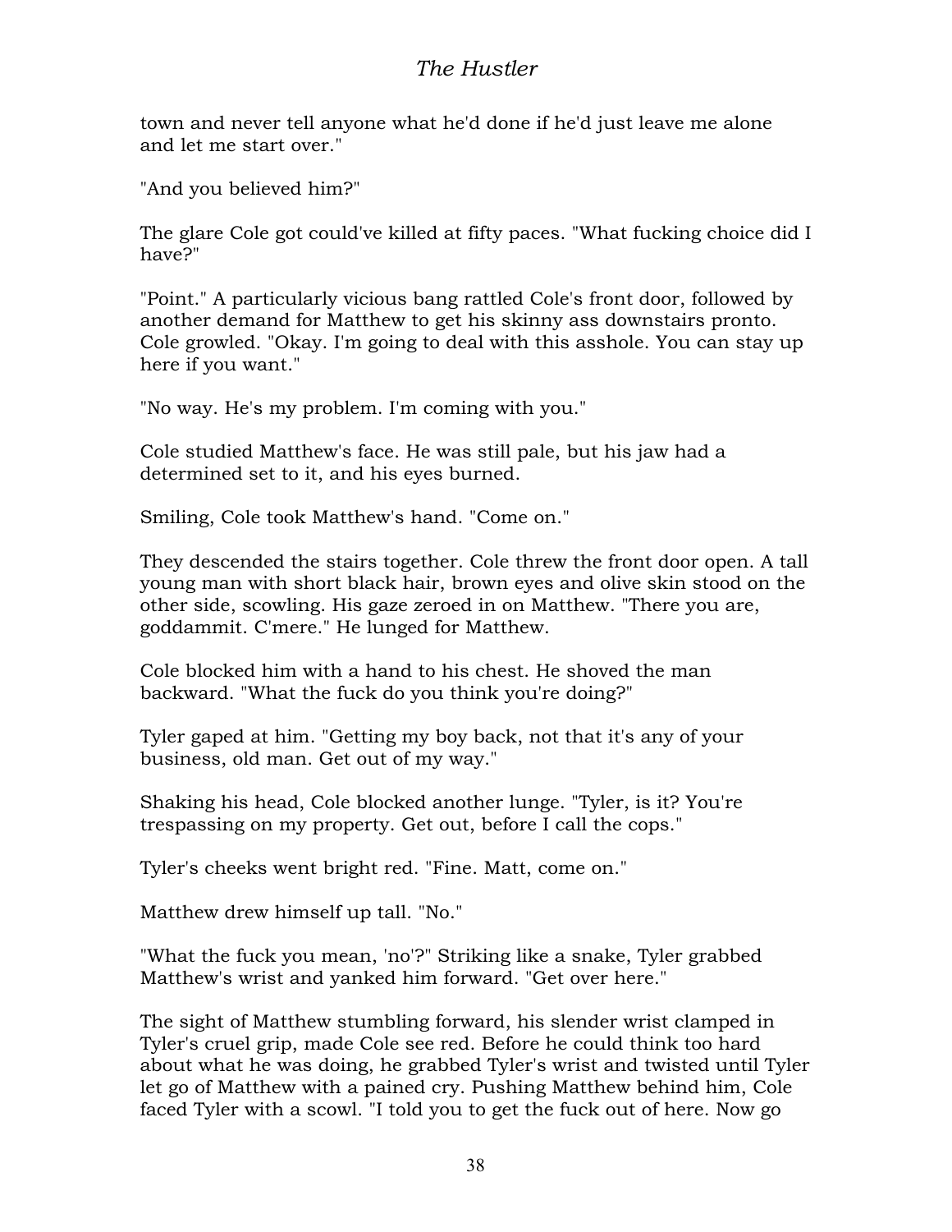town and never tell anyone what he'd done if he'd just leave me alone and let me start over."

"And you believed him?"

The glare Cole got could've killed at fifty paces. "What fucking choice did I have?"

"Point." A particularly vicious bang rattled Cole's front door, followed by another demand for Matthew to get his skinny ass downstairs pronto. Cole growled. "Okay. I'm going to deal with this asshole. You can stay up here if you want."

"No way. He's my problem. I'm coming with you."

Cole studied Matthew's face. He was still pale, but his jaw had a determined set to it, and his eyes burned.

Smiling, Cole took Matthew's hand. "Come on."

They descended the stairs together. Cole threw the front door open. A tall young man with short black hair, brown eyes and olive skin stood on the other side, scowling. His gaze zeroed in on Matthew. "There you are, goddammit. C'mere." He lunged for Matthew.

Cole blocked him with a hand to his chest. He shoved the man backward. "What the fuck do you think you're doing?"

Tyler gaped at him. "Getting my boy back, not that it's any of your business, old man. Get out of my way."

Shaking his head, Cole blocked another lunge. "Tyler, is it? You're trespassing on my property. Get out, before I call the cops."

Tyler's cheeks went bright red. "Fine. Matt, come on."

Matthew drew himself up tall. "No."

"What the fuck you mean, 'no'?" Striking like a snake, Tyler grabbed Matthew's wrist and yanked him forward. "Get over here."

The sight of Matthew stumbling forward, his slender wrist clamped in Tyler's cruel grip, made Cole see red. Before he could think too hard about what he was doing, he grabbed Tyler's wrist and twisted until Tyler let go of Matthew with a pained cry. Pushing Matthew behind him, Cole faced Tyler with a scowl. "I told you to get the fuck out of here. Now go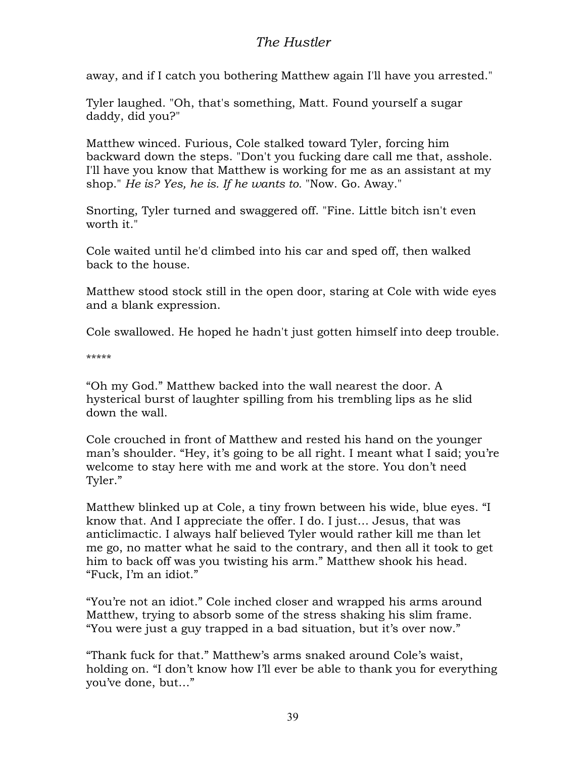away, and if I catch you bothering Matthew again I'll have you arrested."

Tyler laughed. "Oh, that's something, Matt. Found yourself a sugar daddy, did you?"

Matthew winced. Furious, Cole stalked toward Tyler, forcing him backward down the steps. "Don't you fucking dare call me that, asshole. I'll have you know that Matthew is working for me as an assistant at my shop." *He is? Yes, he is. If he wants to.* "Now. Go. Away."

Snorting, Tyler turned and swaggered off. "Fine. Little bitch isn't even worth it."

Cole waited until he'd climbed into his car and sped off, then walked back to the house.

Matthew stood stock still in the open door, staring at Cole with wide eyes and a blank expression.

Cole swallowed. He hoped he hadn't just gotten himself into deep trouble.

\*\*\*\*\*

“Oh my God.” Matthew backed into the wall nearest the door. A hysterical burst of laughter spilling from his trembling lips as he slid down the wall.

Cole crouched in front of Matthew and rested his hand on the younger man’s shoulder. “Hey, it’s going to be all right. I meant what I said; you’re welcome to stay here with me and work at the store. You don’t need Tyler.”

Matthew blinked up at Cole, a tiny frown between his wide, blue eyes. “I know that. And I appreciate the offer. I do. I just… Jesus, that was anticlimactic. I always half believed Tyler would rather kill me than let me go, no matter what he said to the contrary, and then all it took to get him to back off was you twisting his arm.” Matthew shook his head. “Fuck, I’m an idiot.”

“You’re not an idiot.” Cole inched closer and wrapped his arms around Matthew, trying to absorb some of the stress shaking his slim frame. “You were just a guy trapped in a bad situation, but it’s over now.”

“Thank fuck for that.” Matthew’s arms snaked around Cole’s waist, holding on. “I don’t know how I’ll ever be able to thank you for everything you’ve done, but…”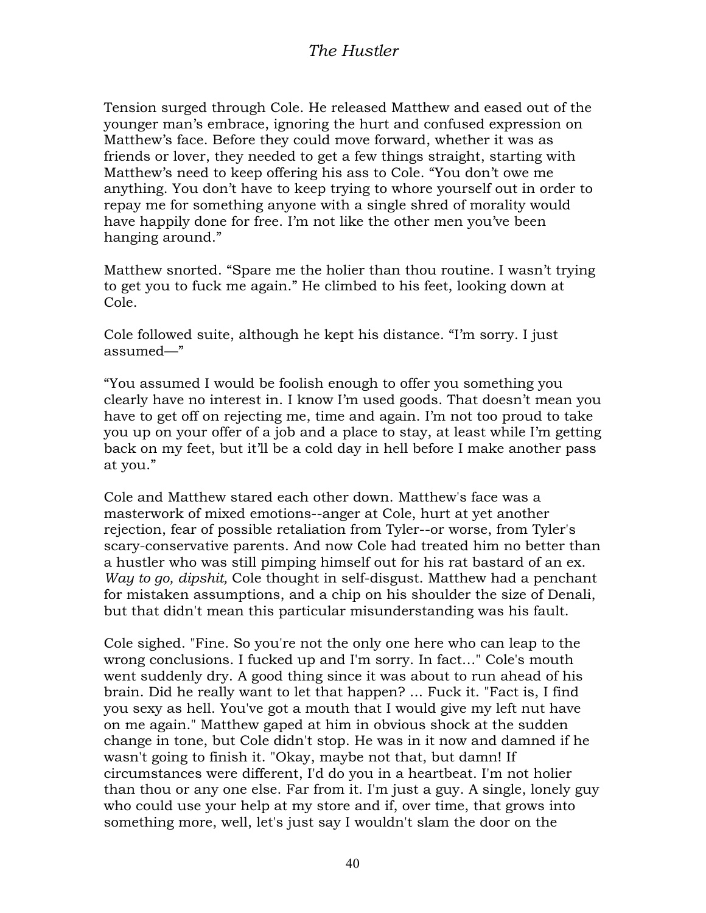Tension surged through Cole. He released Matthew and eased out of the younger man’s embrace, ignoring the hurt and confused expression on Matthew’s face. Before they could move forward, whether it was as friends or lover, they needed to get a few things straight, starting with Matthew’s need to keep offering his ass to Cole. “You don’t owe me anything. You don’t have to keep trying to whore yourself out in order to repay me for something anyone with a single shred of morality would have happily done for free. I’m not like the other men you’ve been hanging around.”

Matthew snorted. “Spare me the holier than thou routine. I wasn’t trying to get you to fuck me again.” He climbed to his feet, looking down at Cole.

Cole followed suite, although he kept his distance. “I’m sorry. I just assumed—”

“You assumed I would be foolish enough to offer you something you clearly have no interest in. I know I’m used goods. That doesn’t mean you have to get off on rejecting me, time and again. I’m not too proud to take you up on your offer of a job and a place to stay, at least while I’m getting back on my feet, but it’ll be a cold day in hell before I make another pass at you.”

Cole and Matthew stared each other down. Matthew's face was a masterwork of mixed emotions--anger at Cole, hurt at yet another rejection, fear of possible retaliation from Tyler--or worse, from Tyler's scary-conservative parents. And now Cole had treated him no better than a hustler who was still pimping himself out for his rat bastard of an ex. *Way to go, dipshit,* Cole thought in self-disgust. Matthew had a penchant for mistaken assumptions, and a chip on his shoulder the size of Denali, but that didn't mean this particular misunderstanding was his fault.

Cole sighed. "Fine. So you're not the only one here who can leap to the wrong conclusions. I fucked up and I'm sorry. In fact…" Cole's mouth went suddenly dry. A good thing since it was about to run ahead of his brain. Did he really want to let that happen? … Fuck it. "Fact is, I find you sexy as hell. You've got a mouth that I would give my left nut have on me again." Matthew gaped at him in obvious shock at the sudden change in tone, but Cole didn't stop. He was in it now and damned if he wasn't going to finish it. "Okay, maybe not that, but damn! If circumstances were different, I'd do you in a heartbeat. I'm not holier than thou or any one else. Far from it. I'm just a guy. A single, lonely guy who could use your help at my store and if, over time, that grows into something more, well, let's just say I wouldn't slam the door on the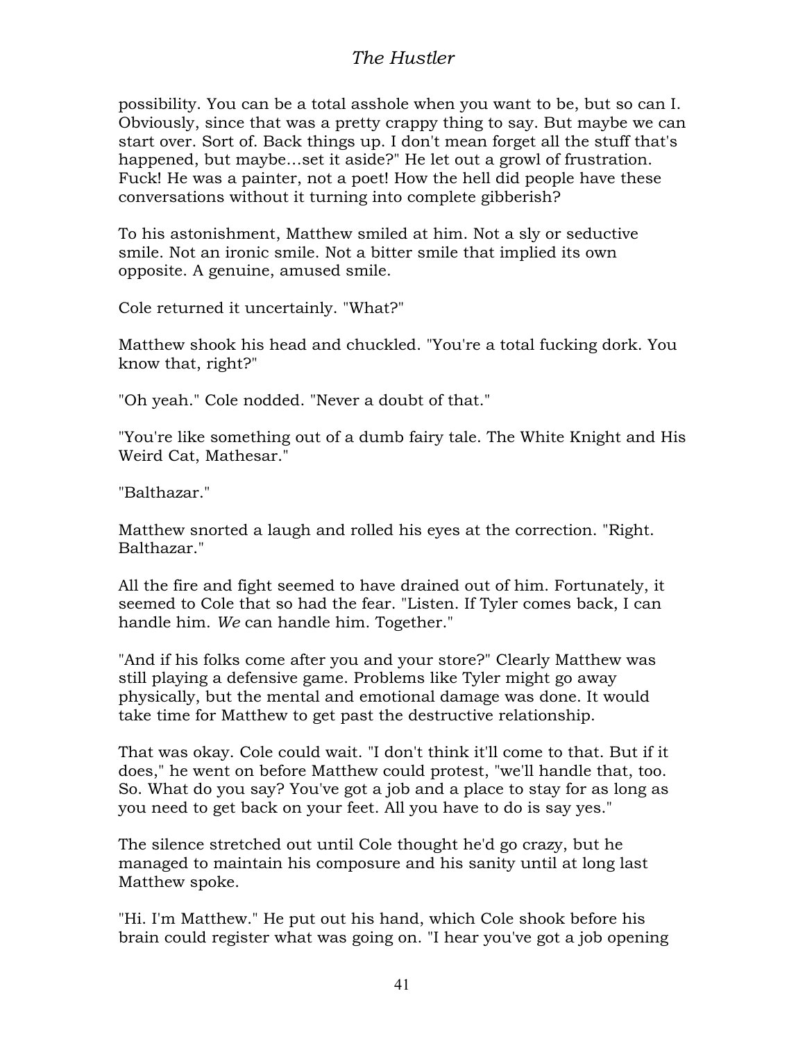possibility. You can be a total asshole when you want to be, but so can I. Obviously, since that was a pretty crappy thing to say. But maybe we can start over. Sort of. Back things up. I don't mean forget all the stuff that's happened, but maybe…set it aside?" He let out a growl of frustration. Fuck! He was a painter, not a poet! How the hell did people have these conversations without it turning into complete gibberish?

To his astonishment, Matthew smiled at him. Not a sly or seductive smile. Not an ironic smile. Not a bitter smile that implied its own opposite. A genuine, amused smile.

Cole returned it uncertainly. "What?"

Matthew shook his head and chuckled. "You're a total fucking dork. You know that, right?"

"Oh yeah." Cole nodded. "Never a doubt of that."

"You're like something out of a dumb fairy tale. The White Knight and His Weird Cat, Mathesar."

"Balthazar."

Matthew snorted a laugh and rolled his eyes at the correction. "Right. Balthazar."

All the fire and fight seemed to have drained out of him. Fortunately, it seemed to Cole that so had the fear. "Listen. If Tyler comes back, I can handle him. *We* can handle him. Together."

"And if his folks come after you and your store?" Clearly Matthew was still playing a defensive game. Problems like Tyler might go away physically, but the mental and emotional damage was done. It would take time for Matthew to get past the destructive relationship.

That was okay. Cole could wait. "I don't think it'll come to that. But if it does," he went on before Matthew could protest, "we'll handle that, too. So. What do you say? You've got a job and a place to stay for as long as you need to get back on your feet. All you have to do is say yes."

The silence stretched out until Cole thought he'd go crazy, but he managed to maintain his composure and his sanity until at long last Matthew spoke.

"Hi. I'm Matthew." He put out his hand, which Cole shook before his brain could register what was going on. "I hear you've got a job opening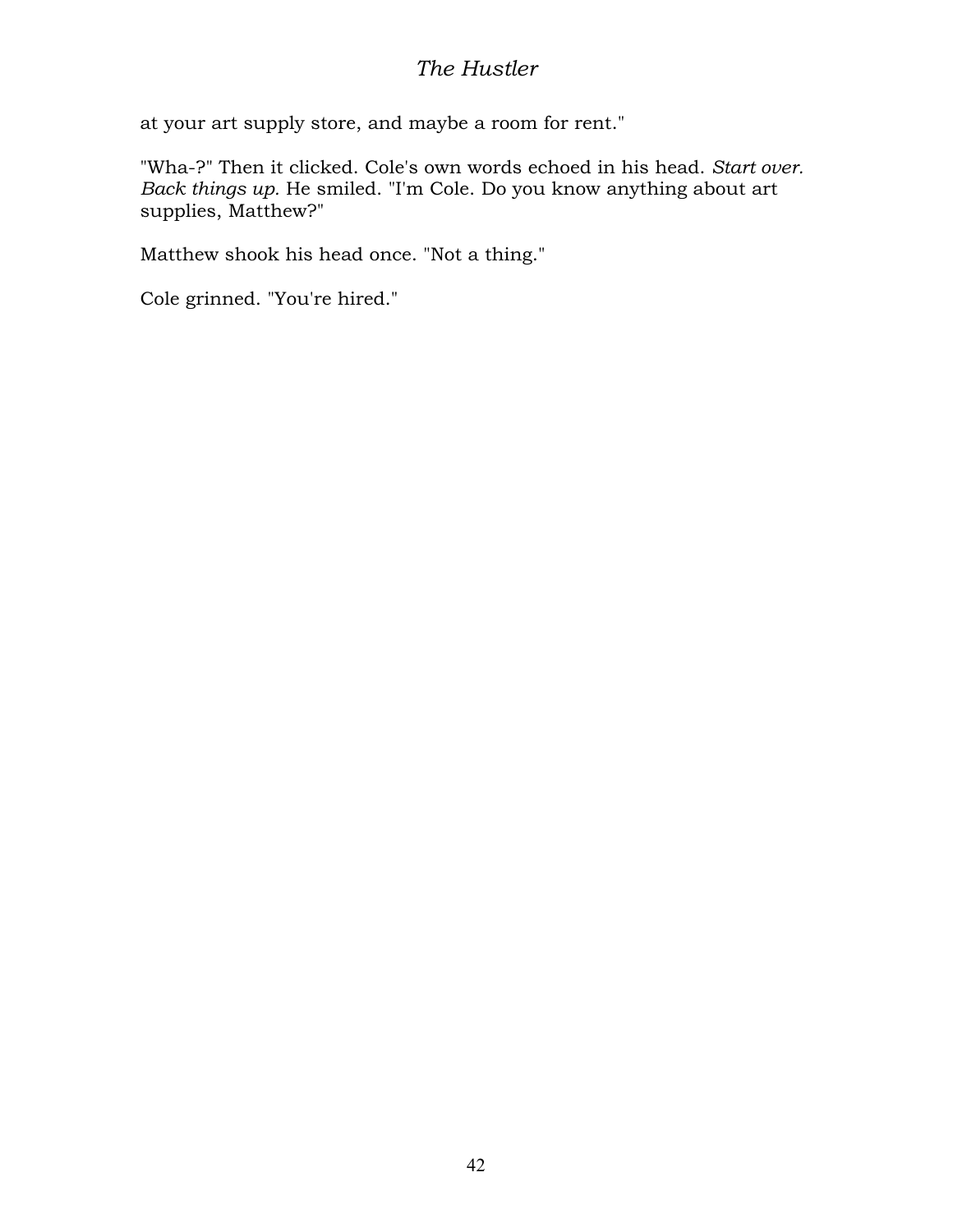at your art supply store, and maybe a room for rent."

"Wha-?" Then it clicked. Cole's own words echoed in his head. *Start over. Back things up.* He smiled. "I'm Cole. Do you know anything about art supplies, Matthew?"

Matthew shook his head once. "Not a thing."

Cole grinned. "You're hired."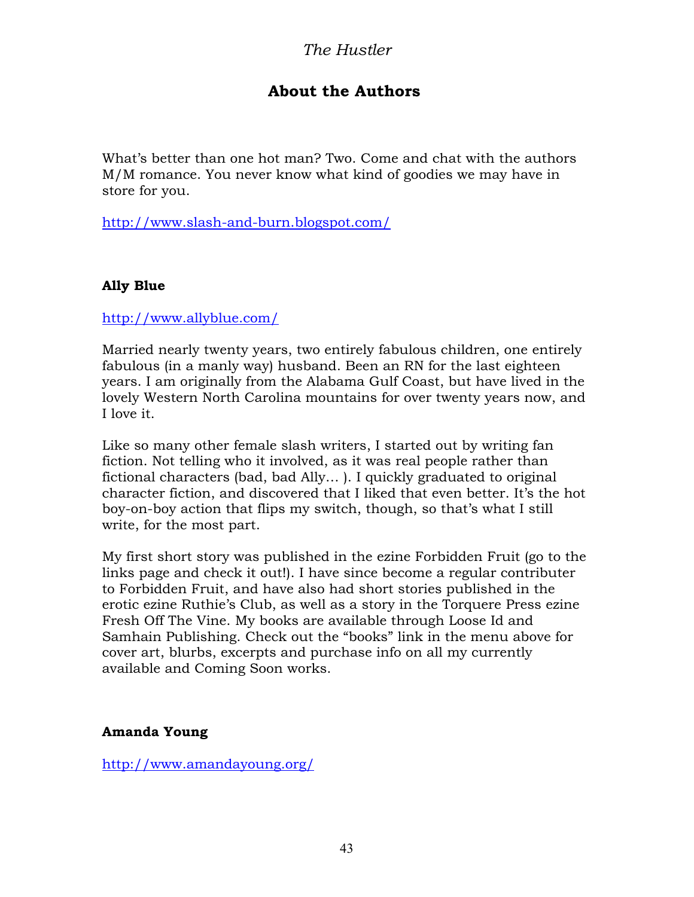## About the Authors

What's better than one hot man? Two. Come and chat with the authors M/M romance. You never know what kind of goodies we may have in store for you.

http://www.slash-and-burn.blogspot.com/

**Ally Blue**

http://www.allyblue.com/

Married nearly twenty years, two entirely fabulous children, one entirely fabulous (in a manly way) husband. Been an RN for the last eighteen years. I am originally from the Alabama Gulf Coast, but have lived in the lovely Western North Carolina mountains for over twenty years now, and I love it.

Like so many other female slash writers, I started out by writing fan fiction. Not telling who it involved, as it was real people rather than fictional characters (bad, bad Ally… ). I quickly graduated to original character fiction, and discovered that I liked that even better. It's the hot boy-on-boy action that flips my switch, though, so that's what I still write, for the most part.

My first short story was published in the ezine Forbidden Fruit (go to the links page and check it out!). I have since become a regular contributer to Forbidden Fruit, and have also had short stories published in the erotic ezine Ruthie's Club, as well as a story in the Torquere Press ezine Fresh Off The Vine. My books are available through Loose Id and Samhain Publishing. Check out the "books" link in the menu above for cover art, blurbs, excerpts and purchase info on all my currently available and Coming Soon works.

**Amanda Young**

http://www.amandayoung.org/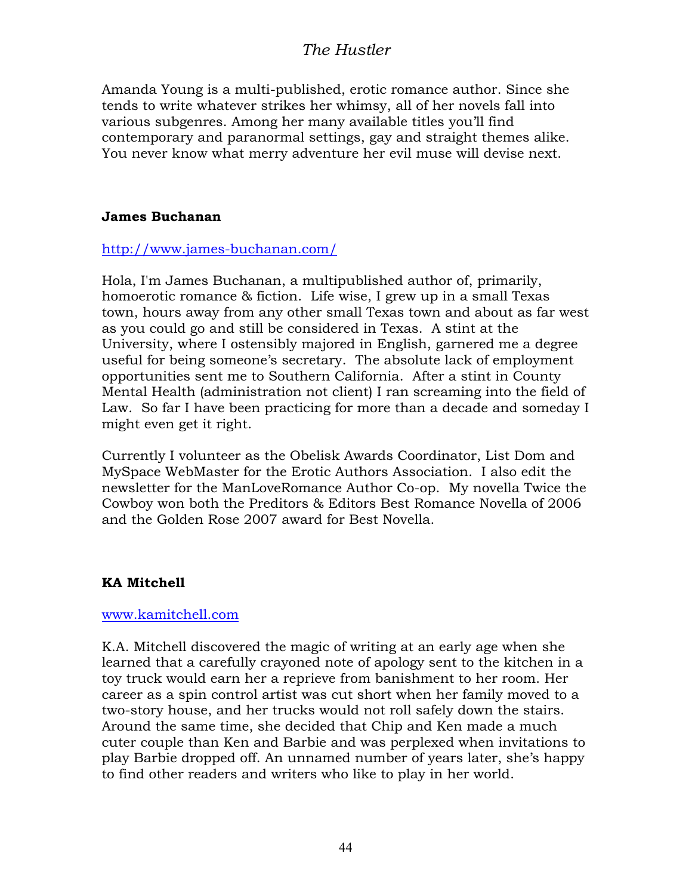Amanda Young is a multi-published, erotic romance author. Since she tends to write whatever strikes her whimsy, all of her novels fall into various subgenres. Among her many available titles you'll find contemporary and paranormal settings, gay and straight themes alike. You never know what merry adventure her evil muse will devise next.

**James Buchanan**

http://www.james-buchanan.com/

Hola, I'm James Buchanan, a multipublished author of, primarily, homoerotic romance & fiction. Life wise, I grew up in a small Texas town, hours away from any other small Texas town and about as far west as you could go and still be considered in Texas. A stint at the University, where I ostensibly majored in English, garnered me a degree useful for being someone's secretary. The absolute lack of employment opportunities sent me to Southern California. After a stint in County Mental Health (administration not client) I ran screaming into the field of Law. So far I have been practicing for more than a decade and someday I might even get it right.

Currently I volunteer as the Obelisk Awards Coordinator, List Dom and MySpace WebMaster for the Erotic Authors Association. I also edit the newsletter for the ManLoveRomance Author Co-op. My novella Twice the Cowboy won both the Preditors & Editors Best Romance Novella of 2006 and the Golden Rose 2007 award for Best Novella.

**KA Mitchell**

www.kamitchell.com

K.A. Mitchell discovered the magic of writing at an early age when she learned that a carefully crayoned note of apology sent to the kitchen in a toy truck would earn her a reprieve from banishment to her room. Her career as a spin control artist was cut short when her family moved to a two-story house, and her trucks would not roll safely down the stairs. Around the same time, she decided that Chip and Ken made a much cuter couple than Ken and Barbie and was perplexed when invitations to play Barbie dropped off. An unnamed number of years later, she's happy to find other readers and writers who like to play in her world.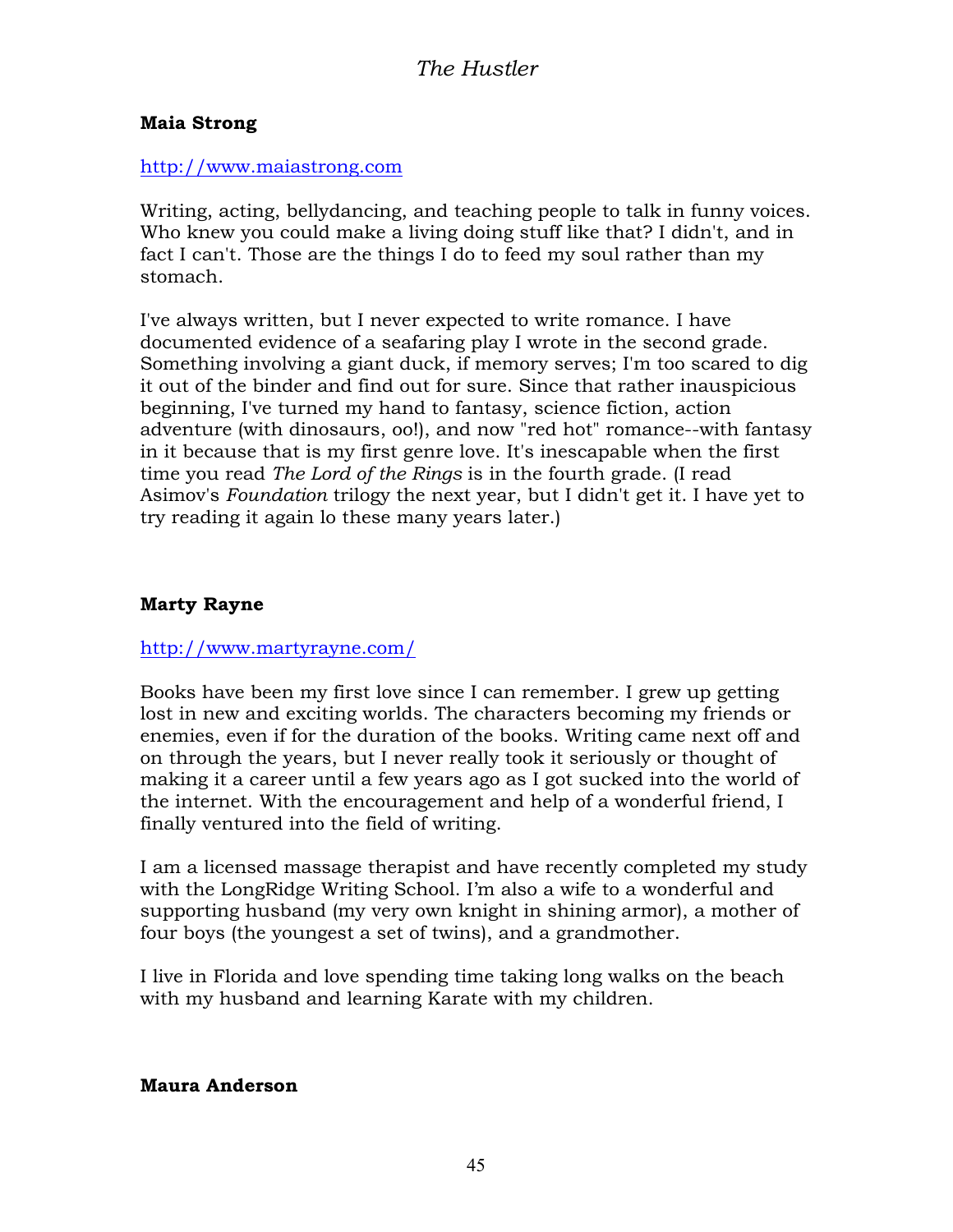**Maia Strong**

http://www.maiastrong.com

Writing, acting, bellydancing, and teaching people to talk in funny voices. Who knew you could make a living doing stuff like that? I didn't, and in fact I can't. Those are the things I do to feed my soul rather than my stomach.

I've always written, but I never expected to write romance. I have documented evidence of a seafaring play I wrote in the second grade. Something involving a giant duck, if memory serves; I'm too scared to dig it out of the binder and find out for sure. Since that rather inauspicious beginning, I've turned my hand to fantasy, science fiction, action adventure (with dinosaurs, oo!), and now "red hot" romance--with fantasy in it because that is my first genre love. It's inescapable when the first time you read *The Lord of the Rings* is in the fourth grade. (I read Asimov's *Foundation* trilogy the next year, but I didn't get it. I have yet to try reading it again lo these many years later.)

**Marty Rayne**

http://www.martyrayne.com/

Books have been my first love since I can remember. I grew up getting lost in new and exciting worlds. The characters becoming my friends or enemies, even if for the duration of the books. Writing came next off and on through the years, but I never really took it seriously or thought of making it a career until a few years ago as I got sucked into the world of the internet. With the encouragement and help of a wonderful friend, I finally ventured into the field of writing.

I am a licensed massage therapist and have recently completed my study with the LongRidge Writing School. I'm also a wife to a wonderful and supporting husband (my very own knight in shining armor), a mother of four boys (the youngest a set of twins), and a grandmother.

I live in Florida and love spending time taking long walks on the beach with my husband and learning Karate with my children.

**Maura Anderson**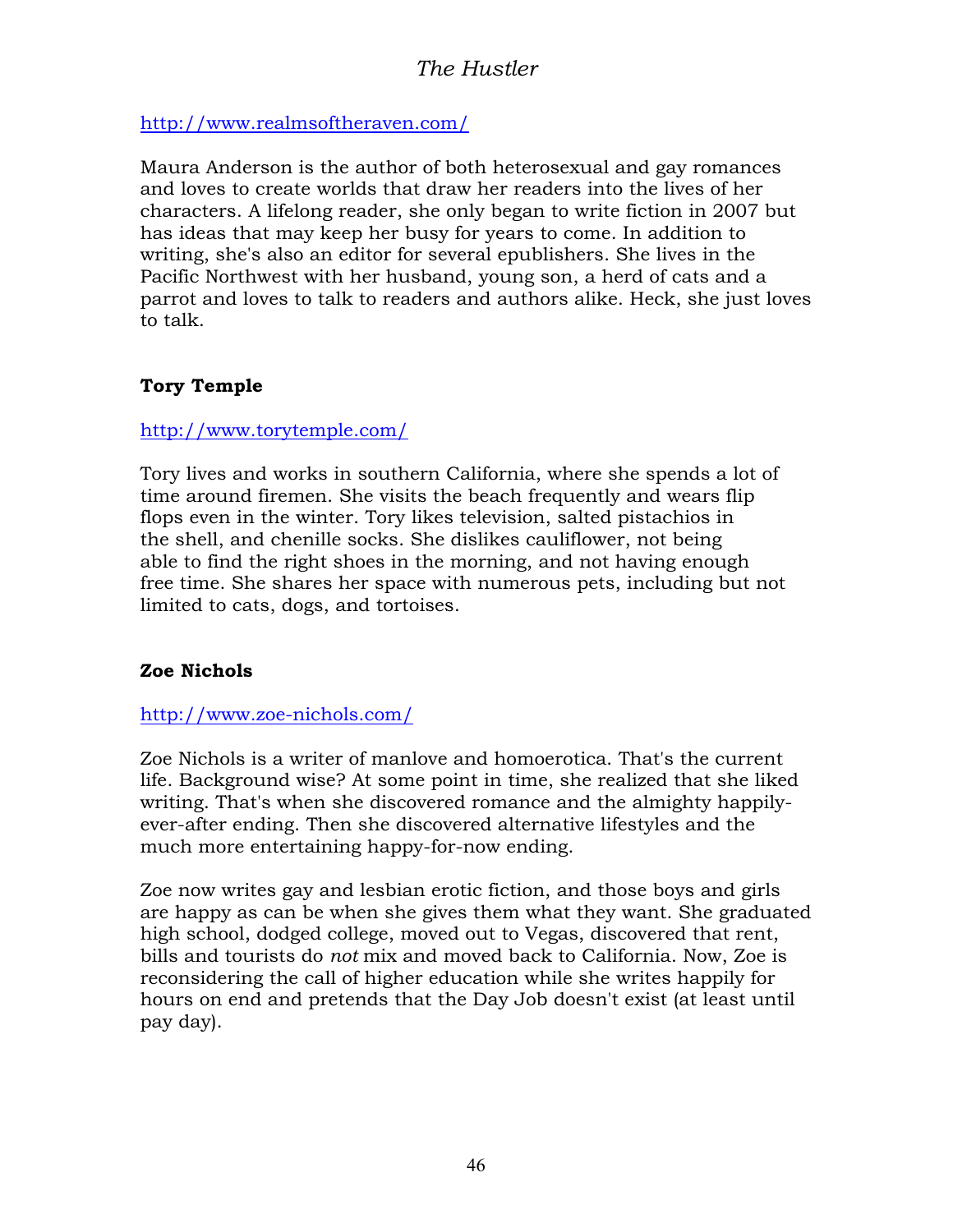http://www.realmsoftheraven.com/

Maura Anderson is the author of both heterosexual and gay romances and loves to create worlds that draw her readers into the lives of her characters. A lifelong reader, she only began to write fiction in 2007 but has ideas that may keep her busy for years to come. In addition to writing, she's also an editor for several epublishers. She lives in the Pacific Northwest with her husband, young son, a herd of cats and a parrot and loves to talk to readers and authors alike. Heck, she just loves to talk.

**Tory Temple**

http://www.torytemple.com/

Tory lives and works in southern California, where she spends a lot of time around firemen. She visits the beach frequently and wears flip flops even in the winter. Tory likes television, salted pistachios in the shell, and chenille socks. She dislikes cauliflower, not being able to find the right shoes in the morning, and not having enough free time. She shares her space with numerous pets, including but not limited to cats, dogs, and tortoises.

**Zoe Nichols**

http://www.zoe-nichols.com/

Zoe Nichols is a writer of manlove and homoerotica. That's the current life. Background wise? At some point in time, she realized that she liked writing. That's when she discovered romance and the almighty happily-ever-after ending. Then she discovered alternative lifestyles and the much more entertaining happy-for-now ending.

Zoe now writes gay and lesbian erotic fiction, and those boys and girls are happy as can be when she gives them what they want. She graduated high school, dodged college, moved out to Vegas, discovered that rent, bills and tourists do *not* mix and moved back to California. Now, Zoe is reconsidering the call of higher education while she writes happily for hours on end and pretends that the Day Job doesn't exist (at least until pay day).